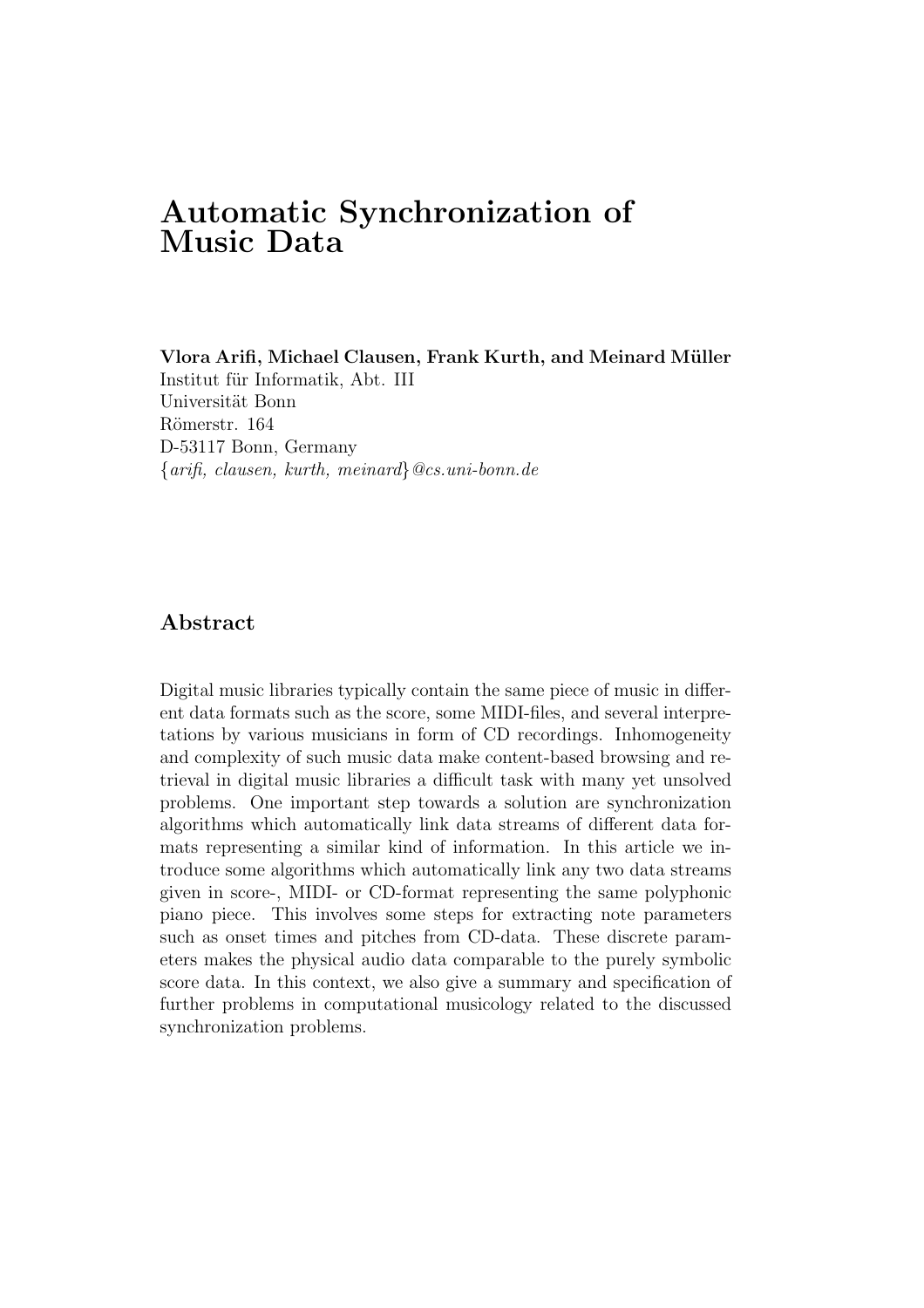# Automatic Synchronization of Music Data

**Vlora Arifi, Michael Clausen, Frank Kurth, and Meinard Müller**
Institut für Informatik, Abt. III
Universität Bonn
Römerstr. 164
D-53117 Bonn, Germany
{*arifi, clausen, kurth, meinard*}*@cs.uni-bonn.de*

## Abstract

Digital music libraries typically contain the same piece of music in different data formats such as the score, some MIDI-files, and several interpretations by various musicians in form of CD recordings. Inhomogeneity and complexity of such music data make content-based browsing and retrieval in digital music libraries a difficult task with many yet unsolved problems. One important step towards a solution are synchronization algorithms which automatically link data streams of different data formats representing a similar kind of information. In this article we introduce some algorithms which automatically link any two data streams given in score-, MIDI- or CD-format representing the same polyphonic piano piece. This involves some steps for extracting note parameters such as onset times and pitches from CD-data. These discrete parameters makes the physical audio data comparable to the purely symbolic score data. In this context, we also give a summary and specification of further problems in computational musicology related to the discussed synchronization problems.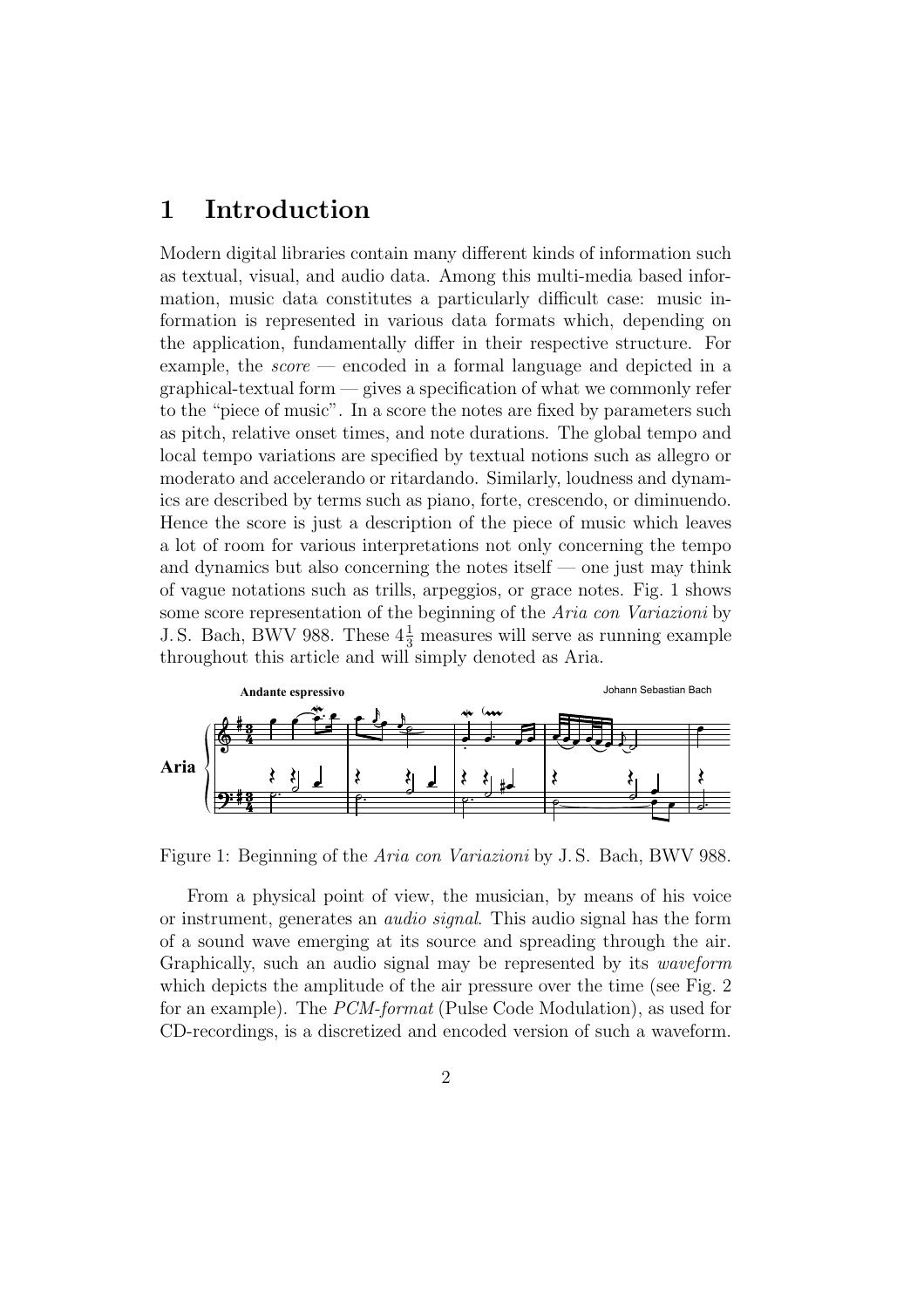# 1 Introduction

Modern digital libraries contain many different kinds of information such as textual, visual, and audio data. Among this multi-media based information, music data constitutes a particularly difficult case: music information is represented in various data formats which, depending on the application, fundamentally differ in their respective structure. For example, the *score* — encoded in a formal language and depicted in a graphical-textual form — gives a specification of what we commonly refer to the "piece of music". In a score the notes are fixed by parameters such as pitch, relative onset times, and note durations. The global tempo and local tempo variations are specified by textual notions such as allegro or moderato and accelerando or ritardando. Similarly, loudness and dynamics are described by terms such as piano, forte, crescendo, or diminuendo. Hence the score is just a description of the piece of music which leaves a lot of room for various interpretations not only concerning the tempo and dynamics but also concerning the notes itself — one just may think of vague notations such as trills, arpeggios, or grace notes. Fig. 1 shows some score representation of the beginning of the *Aria con Variazioni* by J.S. Bach, BWV 988. These $4\frac{1}{3}$ measures will serve as running example throughout this article and will simply denoted as Aria.

Figure 1: Beginning of the *Aria con Variazioni* by J.S. Bach, BWV 988.

From a physical point of view, the musician, by means of his voice or instrument, generates an *audio signal*. This audio signal has the form of a sound wave emerging at its source and spreading through the air. Graphically, such an audio signal may be represented by its *waveform* which depicts the amplitude of the air pressure over the time (see Fig. 2 for an example). The *PCM-format* (Pulse Code Modulation), as used for CD-recordings, is a discretized and encoded version of such a waveform.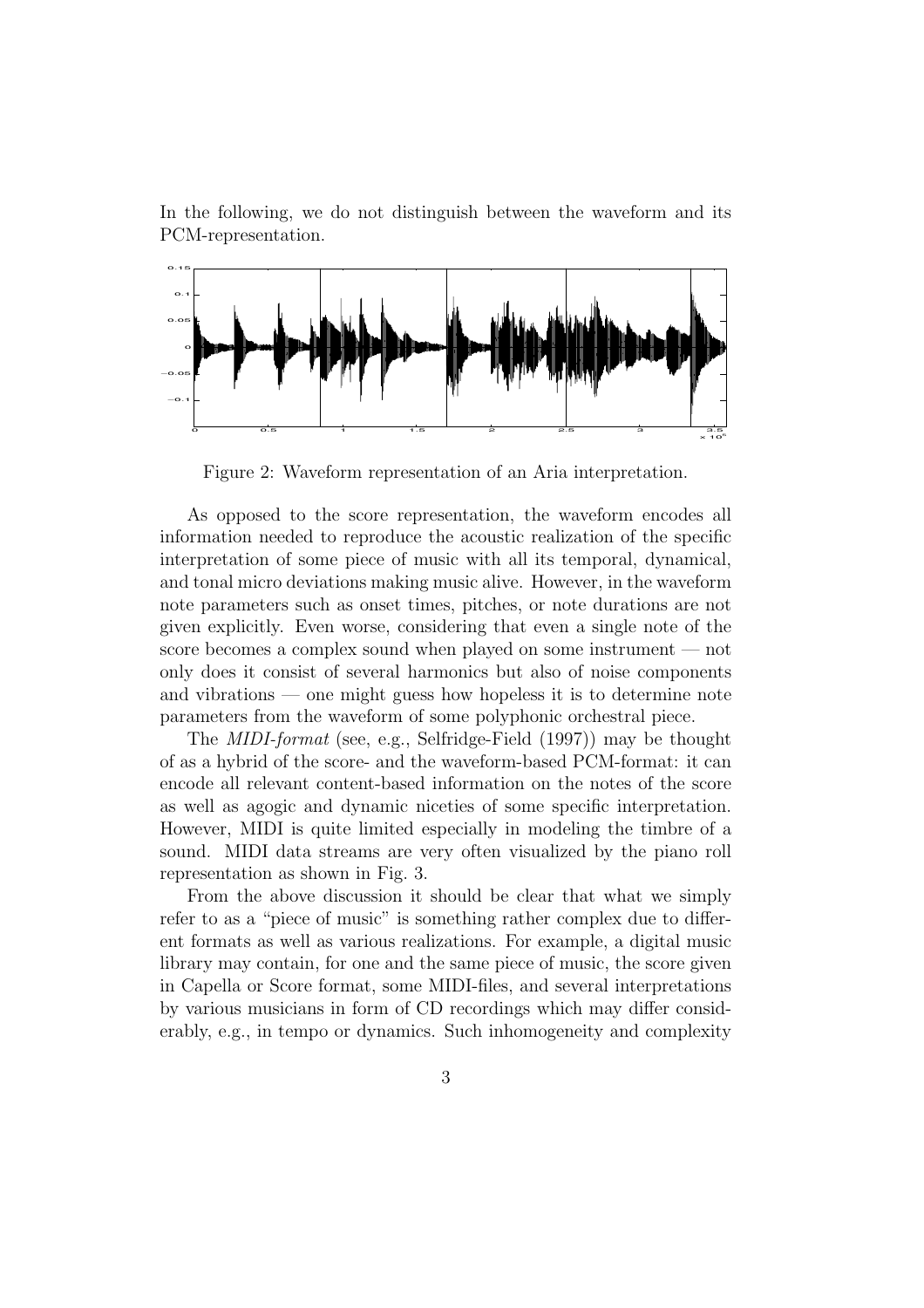In the following, we do not distinguish between the waveform and its PCM-representation.

Figure 2: Waveform representation of an Aria interpretation.

As opposed to the score representation, the waveform encodes all information needed to reproduce the acoustic realization of the specific interpretation of some piece of music with all its temporal, dynamical, and tonal micro deviations making music alive. However, in the waveform note parameters such as onset times, pitches, or note durations are not given explicitly. Even worse, considering that even a single note of the score becomes a complex sound when played on some instrument — not only does it consist of several harmonics but also of noise components and vibrations — one might guess how hopeless it is to determine note parameters from the waveform of some polyphonic orchestral piece.

The *MIDI-format* (see, e.g., Selfridge-Field (1997)) may be thought of as a hybrid of the score- and the waveform-based PCM-format: it can encode all relevant content-based information on the notes of the score as well as agogic and dynamic niceties of some specific interpretation. However, MIDI is quite limited especially in modeling the timbre of a sound. MIDI data streams are very often visualized by the piano roll representation as shown in Fig. 3.

From the above discussion it should be clear that what we simply refer to as a "piece of music" is something rather complex due to different formats as well as various realizations. For example, a digital music library may contain, for one and the same piece of music, the score given in Capella or Score format, some MIDI-files, and several interpretations by various musicians in form of CD recordings which may differ considerably, e.g., in tempo or dynamics. Such inhomogeneity and complexity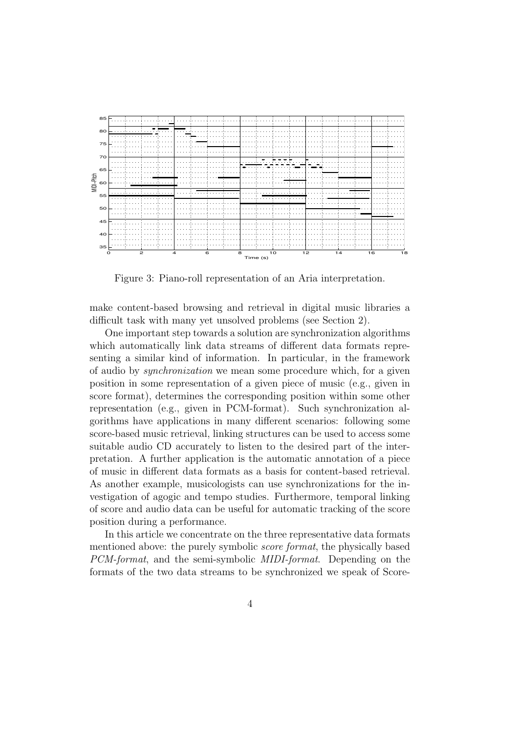Figure 3: Piano-roll representation of an Aria interpretation.

make content-based browsing and retrieval in digital music libraries a difficult task with many yet unsolved problems (see Section 2).

One important step towards a solution are synchronization algorithms which automatically link data streams of different data formats representing a similar kind of information. In particular, in the framework of audio by *synchronization* we mean some procedure which, for a given position in some representation of a given piece of music (e.g., given in score format), determines the corresponding position within some other representation (e.g., given in PCM-format). Such synchronization algorithms have applications in many different scenarios: following some score-based music retrieval, linking structures can be used to access some suitable audio CD accurately to listen to the desired part of the interpretation. A further application is the automatic annotation of a piece of music in different data formats as a basis for content-based retrieval. As another example, musicologists can use synchronizations for the investigation of agogic and tempo studies. Furthermore, temporal linking of score and audio data can be useful for automatic tracking of the score position during a performance.

In this article we concentrate on the three representative data formats mentioned above: the purely symbolic *score format*, the physically based *PCM-format*, and the semi-symbolic *MIDI-format*. Depending on the formats of the two data streams to be synchronized we speak of Score-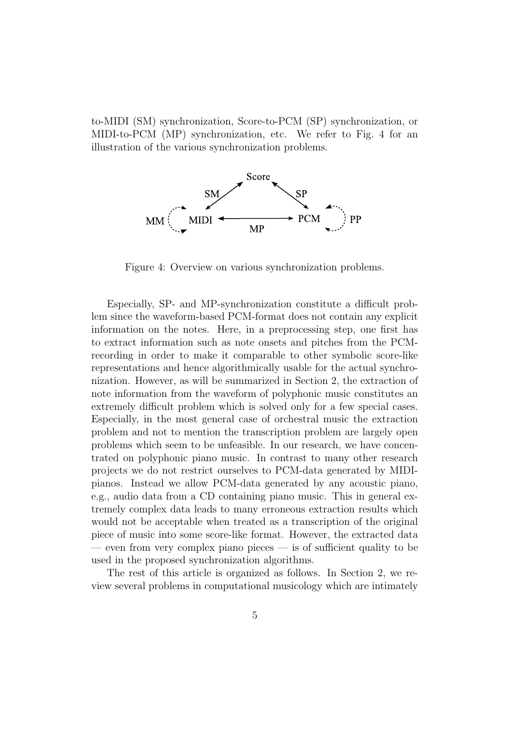to-MIDI (SM) synchronization, Score-to-PCM (SP) synchronization, or MIDI-to-PCM (MP) synchronization, etc. We refer to Fig. 4 for an illustration of the various synchronization problems.

Figure 4: Overview on various synchronization problems.

Especially, SP- and MP-synchronization constitute a difficult problem since the waveform-based PCM-format does not contain any explicit information on the notes. Here, in a preprocessing step, one first has to extract information such as note onsets and pitches from the PCM-recording in order to make it comparable to other symbolic score-like representations and hence algorithmically usable for the actual synchronization. However, as will be summarized in Section 2, the extraction of note information from the waveform of polyphonic music constitutes an extremely difficult problem which is solved only for a few special cases. Especially, in the most general case of orchestral music the extraction problem and not to mention the transcription problem are largely open problems which seem to be unfeasible. In our research, we have concentrated on polyphonic piano music. In contrast to many other research projects we do not restrict ourselves to PCM-data generated by MIDI-pianos. Instead we allow PCM-data generated by any acoustic piano, e.g., audio data from a CD containing piano music. This in general extremely complex data leads to many erroneous extraction results which would not be acceptable when treated as a transcription of the original piece of music into some score-like format. However, the extracted data — even from very complex piano pieces — is of sufficient quality to be used in the proposed synchronization algorithms.

The rest of this article is organized as follows. In Section 2, we review several problems in computational musicology which are intimately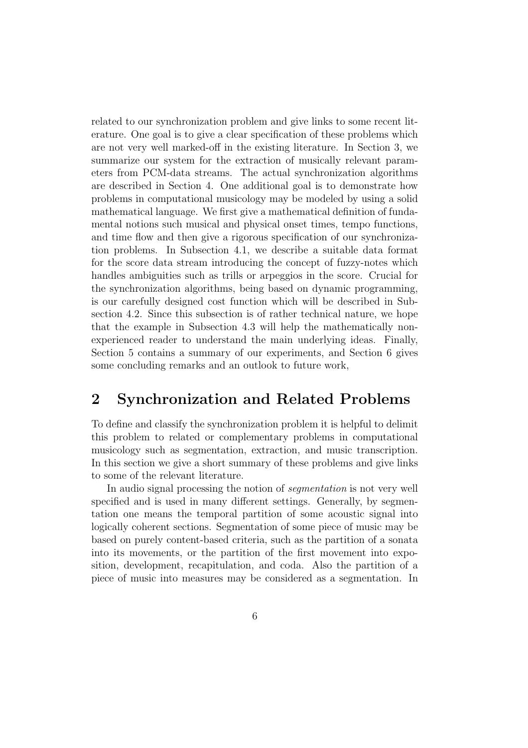related to our synchronization problem and give links to some recent literature. One goal is to give a clear specification of these problems which are not very well marked-off in the existing literature. In Section 3, we summarize our system for the extraction of musically relevant parameters from PCM-data streams. The actual synchronization algorithms are described in Section 4. One additional goal is to demonstrate how problems in computational musicology may be modeled by using a solid mathematical language. We first give a mathematical definition of fundamental notions such musical and physical onset times, tempo functions, and time flow and then give a rigorous specification of our synchronization problems. In Subsection 4.1, we describe a suitable data format for the score data stream introducing the concept of fuzzy-notes which handles ambiguities such as trills or arpeggios in the score. Crucial for the synchronization algorithms, being based on dynamic programming, is our carefully designed cost function which will be described in Subsection 4.2. Since this subsection is of rather technical nature, we hope that the example in Subsection 4.3 will help the mathematically non-experienced reader to understand the main underlying ideas. Finally, Section 5 contains a summary of our experiments, and Section 6 gives some concluding remarks and an outlook to future work,

## 2 Synchronization and Related Problems

To define and classify the synchronization problem it is helpful to delimit this problem to related or complementary problems in computational musicology such as segmentation, extraction, and music transcription. In this section we give a short summary of these problems and give links to some of the relevant literature.

In audio signal processing the notion of *segmentation* is not very well specified and is used in many different settings. Generally, by segmentation one means the temporal partition of some acoustic signal into logically coherent sections. Segmentation of some piece of music may be based on purely content-based criteria, such as the partition of a sonata into its movements, or the partition of the first movement into exposition, development, recapitulation, and coda. Also the partition of a piece of music into measures may be considered as a segmentation. In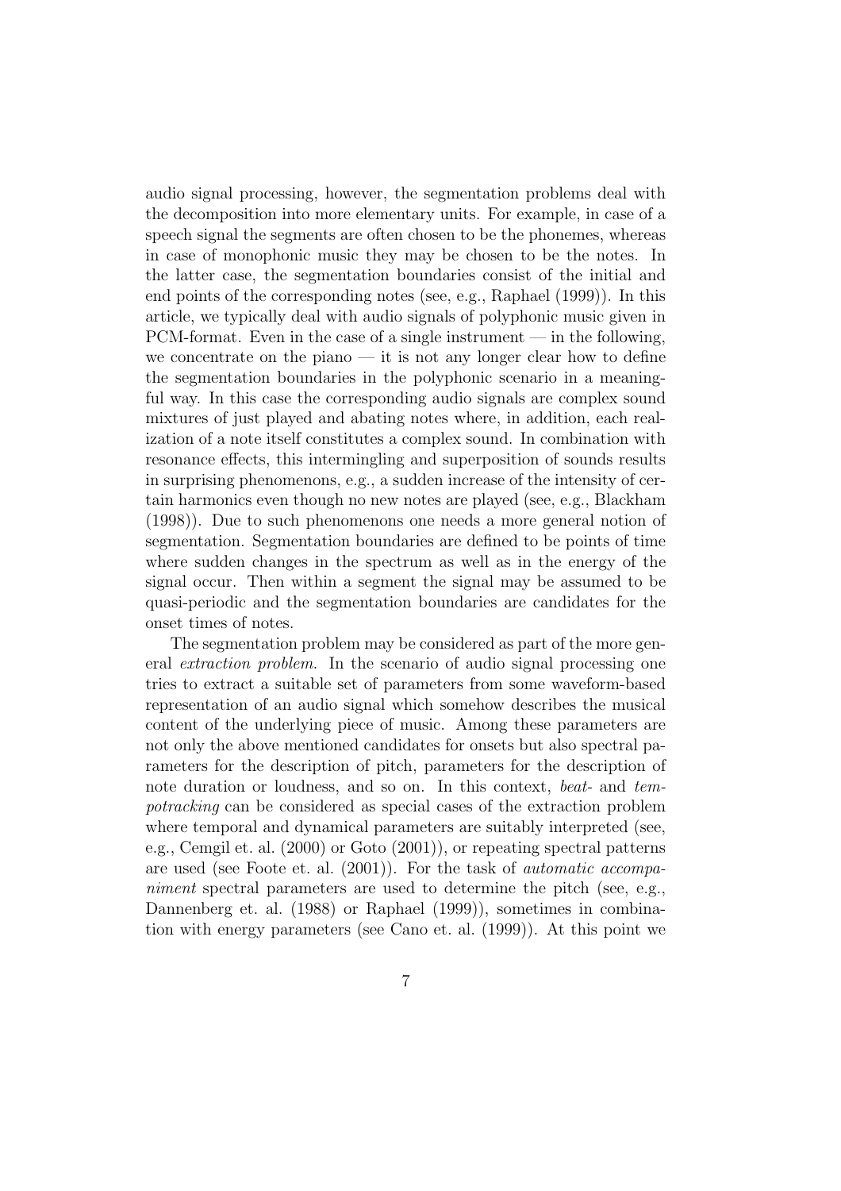audio signal processing, however, the segmentation problems deal with the decomposition into more elementary units. For example, in case of a speech signal the segments are often chosen to be the phonemes, whereas in case of monophonic music they may be chosen to be the notes. In the latter case, the segmentation boundaries consist of the initial and end points of the corresponding notes (see, e.g., Raphael (1999)). In this article, we typically deal with audio signals of polyphonic music given in PCM-format. Even in the case of a single instrument — in the following, we concentrate on the piano — it is not any longer clear how to define the segmentation boundaries in the polyphonic scenario in a meaningful way. In this case the corresponding audio signals are complex sound mixtures of just played and abating notes where, in addition, each realization of a note itself constitutes a complex sound. In combination with resonance effects, this intermingling and superposition of sounds results in surprising phenomenons, e.g., a sudden increase of the intensity of certain harmonics even though no new notes are played (see, e.g., Blackham (1998)). Due to such phenomenons one needs a more general notion of segmentation. Segmentation boundaries are defined to be points of time where sudden changes in the spectrum as well as in the energy of the signal occur. Then within a segment the signal may be assumed to be quasi-periodic and the segmentation boundaries are candidates for the onset times of notes.

The segmentation problem may be considered as part of the more general *extraction problem*. In the scenario of audio signal processing one tries to extract a suitable set of parameters from some waveform-based representation of an audio signal which somehow describes the musical content of the underlying piece of music. Among these parameters are not only the above mentioned candidates for onsets but also spectral parameters for the description of pitch, parameters for the description of note duration or loudness, and so on. In this context, *beat-* and *tempotracking* can be considered as special cases of the extraction problem where temporal and dynamical parameters are suitably interpreted (see, e.g., Cemgil et. al. (2000) or Goto (2001)), or repeating spectral patterns are used (see Foote et. al. (2001)). For the task of *automatic accompaniment* spectral parameters are used to determine the pitch (see, e.g., Dannenberg et. al. (1988) or Raphael (1999)), sometimes in combination with energy parameters (see Cano et. al. (1999)). At this point we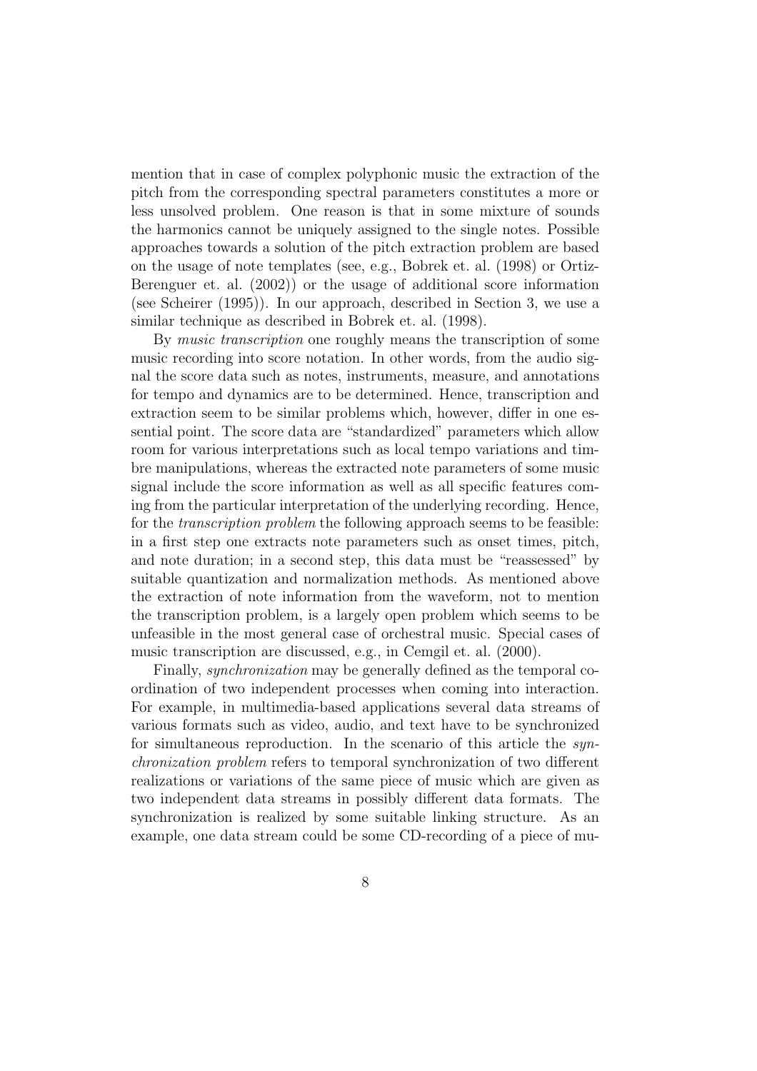mention that in case of complex polyphonic music the extraction of the pitch from the corresponding spectral parameters constitutes a more or less unsolved problem. One reason is that in some mixture of sounds the harmonics cannot be uniquely assigned to the single notes. Possible approaches towards a solution of the pitch extraction problem are based on the usage of note templates (see, e.g., Bobrek et. al. (1998) or Ortiz-Berenguer et. al. (2002)) or the usage of additional score information (see Scheirer (1995)). In our approach, described in Section 3, we use a similar technique as described in Bobrek et. al. (1998).

By *music transcription* one roughly means the transcription of some music recording into score notation. In other words, from the audio signal the score data such as notes, instruments, measure, and annotations for tempo and dynamics are to be determined. Hence, transcription and extraction seem to be similar problems which, however, differ in one essential point. The score data are "standardized" parameters which allow room for various interpretations such as local tempo variations and timbre manipulations, whereas the extracted note parameters of some music signal include the score information as well as all specific features coming from the particular interpretation of the underlying recording. Hence, for the *transcription problem* the following approach seems to be feasible: in a first step one extracts note parameters such as onset times, pitch, and note duration; in a second step, this data must be "reassessed" by suitable quantization and normalization methods. As mentioned above the extraction of note information from the waveform, not to mention the transcription problem, is a largely open problem which seems to be unfeasible in the most general case of orchestral music. Special cases of music transcription are discussed, e.g., in Cemgil et. al. (2000).

Finally, *synchronization* may be generally defined as the temporal coordination of two independent processes when coming into interaction. For example, in multimedia-based applications several data streams of various formats such as video, audio, and text have to be synchronized for simultaneous reproduction. In the scenario of this article the *synchronization problem* refers to temporal synchronization of two different realizations or variations of the same piece of music which are given as two independent data streams in possibly different data formats. The synchronization is realized by some suitable linking structure. As an example, one data stream could be some CD-recording of a piece of mu-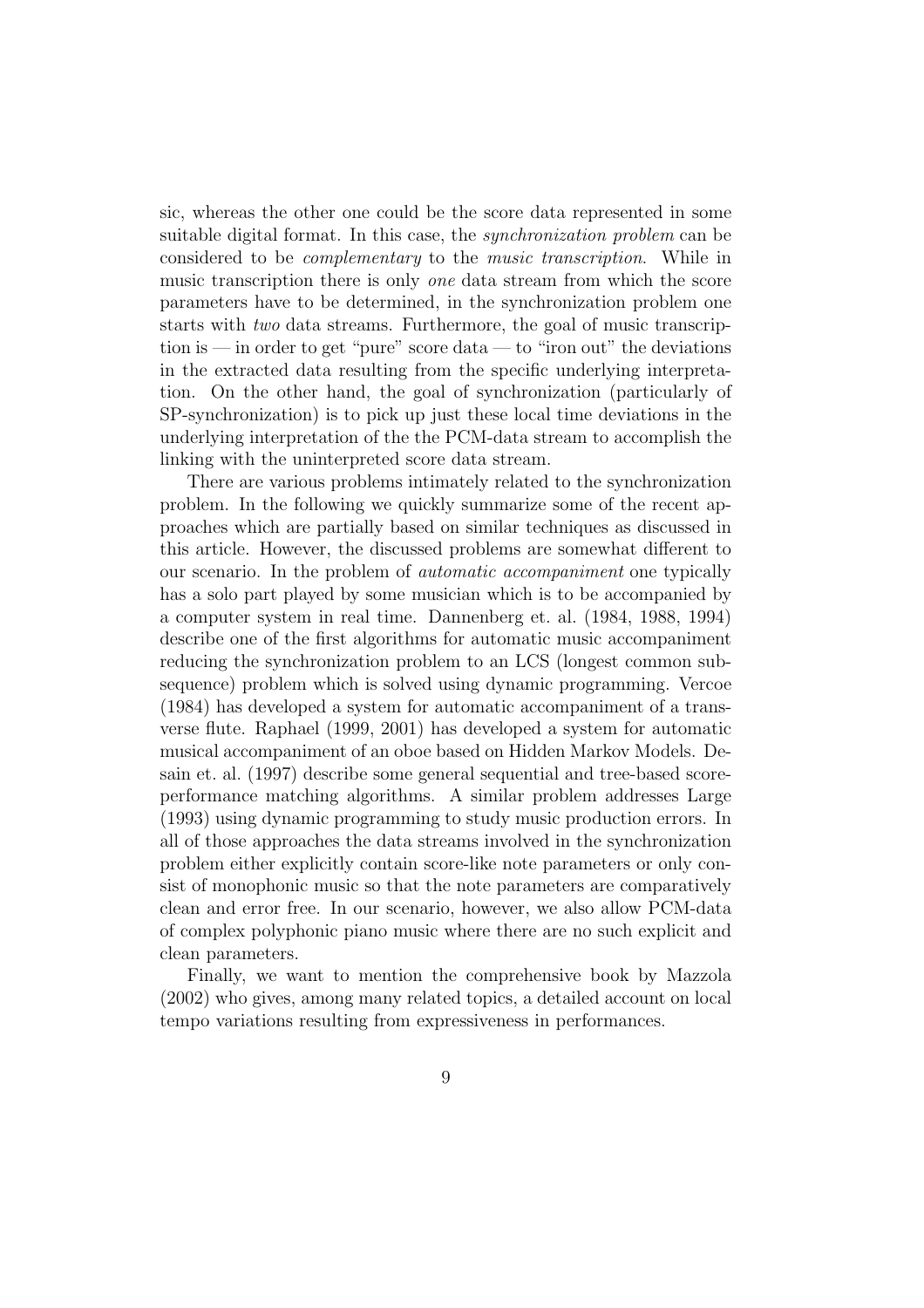sic, whereas the other one could be the score data represented in some suitable digital format. In this case, the *synchronization problem* can be considered to be *complementary* to the *music transcription*. While in music transcription there is only *one* data stream from which the score parameters have to be determined, in the synchronization problem one starts with *two* data streams. Furthermore, the goal of music transcription is — in order to get "pure" score data — to "iron out" the deviations in the extracted data resulting from the specific underlying interpretation. On the other hand, the goal of synchronization (particularly of SP-synchronization) is to pick up just these local time deviations in the underlying interpretation of the the PCM-data stream to accomplish the linking with the uninterpreted score data stream.

There are various problems intimately related to the synchronization problem. In the following we quickly summarize some of the recent approaches which are partially based on similar techniques as discussed in this article. However, the discussed problems are somewhat different to our scenario. In the problem of *automatic accompaniment* one typically has a solo part played by some musician which is to be accompanied by a computer system in real time. Dannenberg et. al. (1984, 1988, 1994) describe one of the first algorithms for automatic music accompaniment reducing the synchronization problem to an LCS (longest common subsequence) problem which is solved using dynamic programming. Vercoe (1984) has developed a system for automatic accompaniment of a transverse flute. Raphael (1999, 2001) has developed a system for automatic musical accompaniment of an oboe based on Hidden Markov Models. Desain et. al. (1997) describe some general sequential and tree-based score-performance matching algorithms. A similar problem addresses Large (1993) using dynamic programming to study music production errors. In all of those approaches the data streams involved in the synchronization problem either explicitly contain score-like note parameters or only consist of monophonic music so that the note parameters are comparatively clean and error free. In our scenario, however, we also allow PCM-data of complex polyphonic piano music where there are no such explicit and clean parameters.

Finally, we want to mention the comprehensive book by Mazzola (2002) who gives, among many related topics, a detailed account on local tempo variations resulting from expressiveness in performances.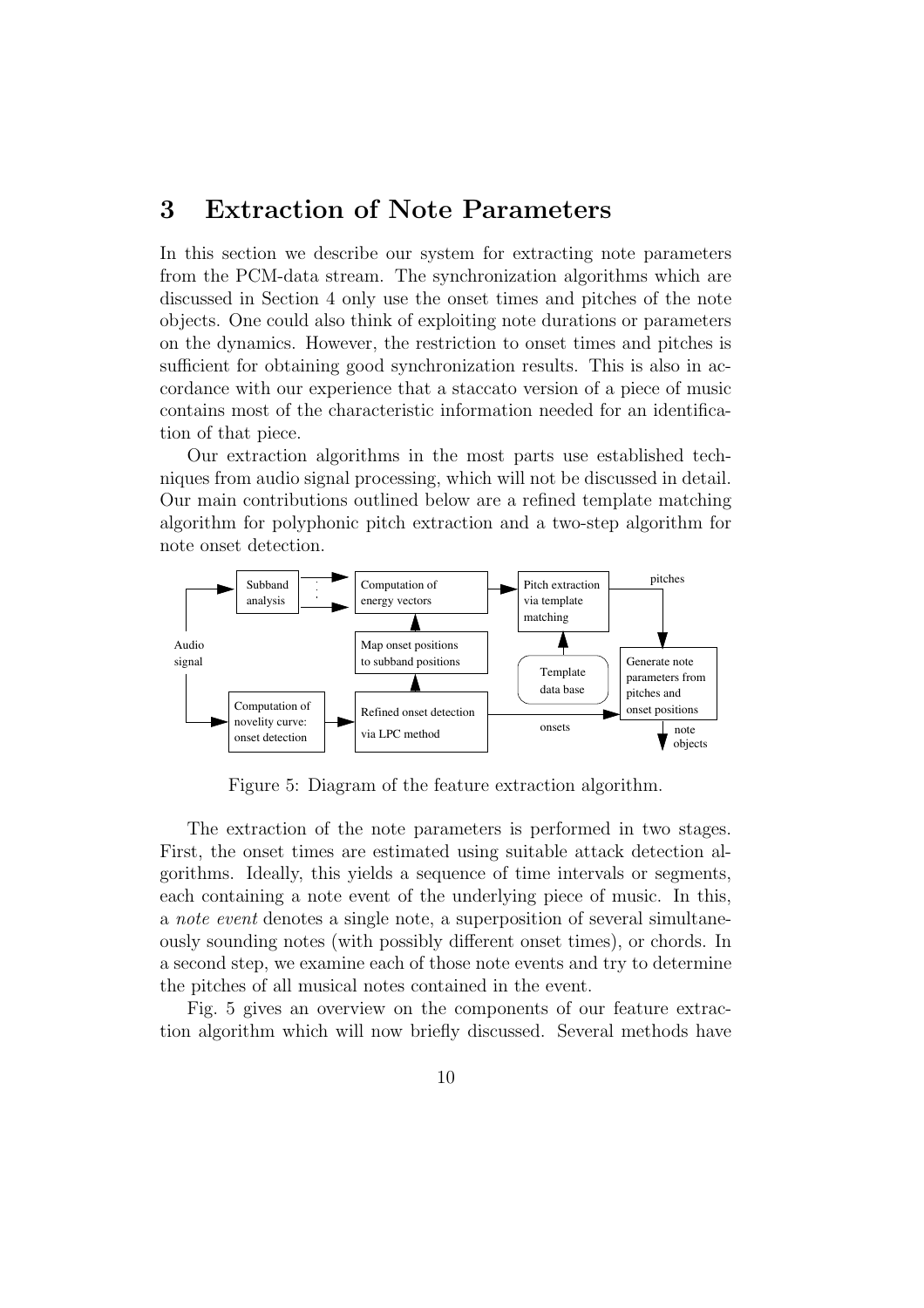# 3 Extraction of Note Parameters

In this section we describe our system for extracting note parameters from the PCM-data stream. The synchronization algorithms which are discussed in Section 4 only use the onset times and pitches of the note objects. One could also think of exploiting note durations or parameters on the dynamics. However, the restriction to onset times and pitches is sufficient for obtaining good synchronization results. This is also in accordance with our experience that a staccato version of a piece of music contains most of the characteristic information needed for an identification of that piece.

Our extraction algorithms in the most parts use established techniques from audio signal processing, which will not be discussed in detail. Our main contributions outlined below are a refined template matching algorithm for polyphonic pitch extraction and a two-step algorithm for note onset detection.

Figure 5: Diagram of the feature extraction algorithm.

The extraction of the note parameters is performed in two stages. First, the onset times are estimated using suitable attack detection algorithms. Ideally, this yields a sequence of time intervals or segments, each containing a note event of the underlying piece of music. In this, a *note event* denotes a single note, a superposition of several simultaneously sounding notes (with possibly different onset times), or chords. In a second step, we examine each of those note events and try to determine the pitches of all musical notes contained in the event.

Fig. 5 gives an overview on the components of our feature extraction algorithm which will now briefly discussed. Several methods have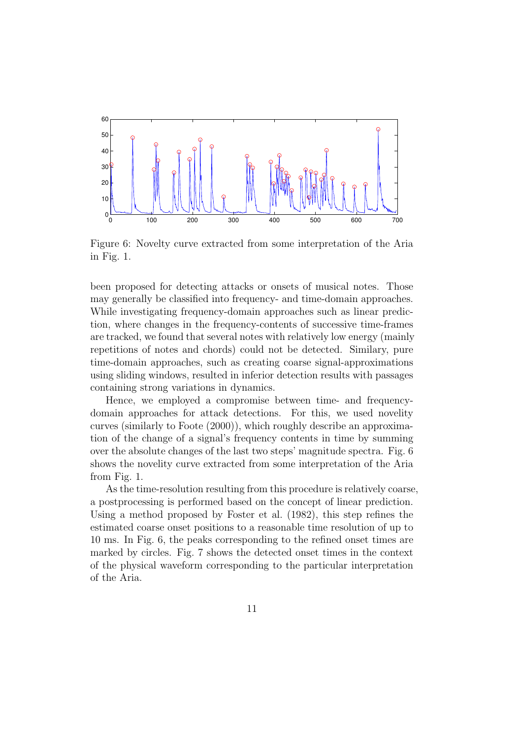Figure 6: Novelty curve extracted from some interpretation of the Aria in Fig. 1.

been proposed for detecting attacks or onsets of musical notes. Those may generally be classified into frequency- and time-domain approaches. While investigating frequency-domain approaches such as linear prediction, where changes in the frequency-contents of successive time-frames are tracked, we found that several notes with relatively low energy (mainly repetitions of notes and chords) could not be detected. Similary, pure time-domain approaches, such as creating coarse signal-approximations using sliding windows, resulted in inferior detection results with passages containing strong variations in dynamics.

Hence, we employed a compromise between time- and frequency-domain approaches for attack detections. For this, we used novelity curves (similarly to Foote (2000)), which roughly describe an approximation of the change of a signal's frequency contents in time by summing over the absolute changes of the last two steps' magnitude spectra. Fig. 6 shows the novelity curve extracted from some interpretation of the Aria from Fig. 1.

As the time-resolution resulting from this procedure is relatively coarse, a postprocessing is performed based on the concept of linear prediction. Using a method proposed by Foster et al. (1982), this step refines the estimated coarse onset positions to a reasonable time resolution of up to 10 ms. In Fig. 6, the peaks corresponding to the refined onset times are marked by circles. Fig. 7 shows the detected onset times in the context of the physical waveform corresponding to the particular interpretation of the Aria.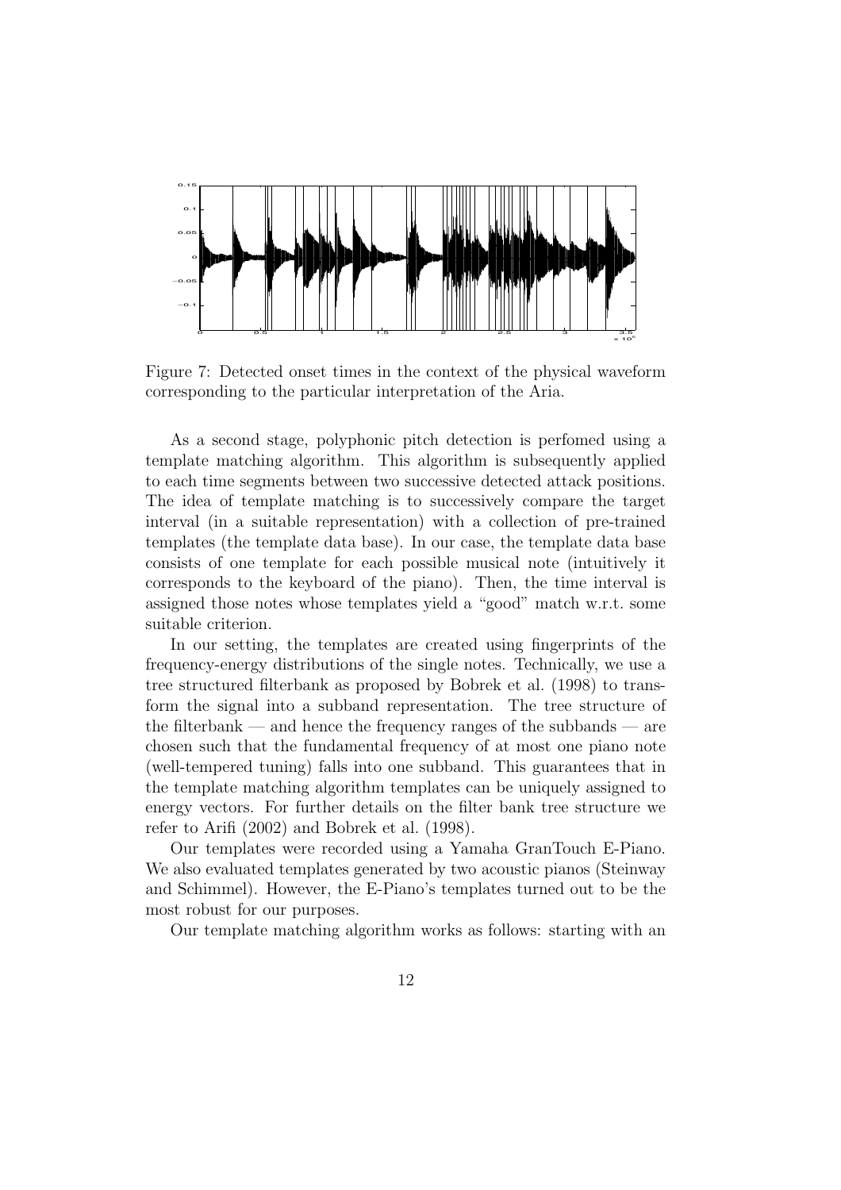Figure 7: Detected onset times in the context of the physical waveform corresponding to the particular interpretation of the Aria.

As a second stage, polyphonic pitch detection is perfomed using a template matching algorithm. This algorithm is subsequently applied to each time segments between two successive detected attack positions. The idea of template matching is to successively compare the target interval (in a suitable representation) with a collection of pre-trained templates (the template data base). In our case, the template data base consists of one template for each possible musical note (intuitively it corresponds to the keyboard of the piano). Then, the time interval is assigned those notes whose templates yield a "good" match w.r.t. some suitable criterion.

In our setting, the templates are created using fingerprints of the frequency-energy distributions of the single notes. Technically, we use a tree structured filterbank as proposed by Bobrek et al. (1998) to transform the signal into a subband representation. The tree structure of the filterbank — and hence the frequency ranges of the subbands — are chosen such that the fundamental frequency of at most one piano note (well-tempered tuning) falls into one subband. This guarantees that in the template matching algorithm templates can be uniquely assigned to energy vectors. For further details on the filter bank tree structure we refer to Arifi (2002) and Bobrek et al. (1998).

Our templates were recorded using a Yamaha GranTouch E-Piano. We also evaluated templates generated by two acoustic pianos (Steinway and Schimmel). However, the E-Piano's templates turned out to be the most robust for our purposes.

Our template matching algorithm works as follows: starting with an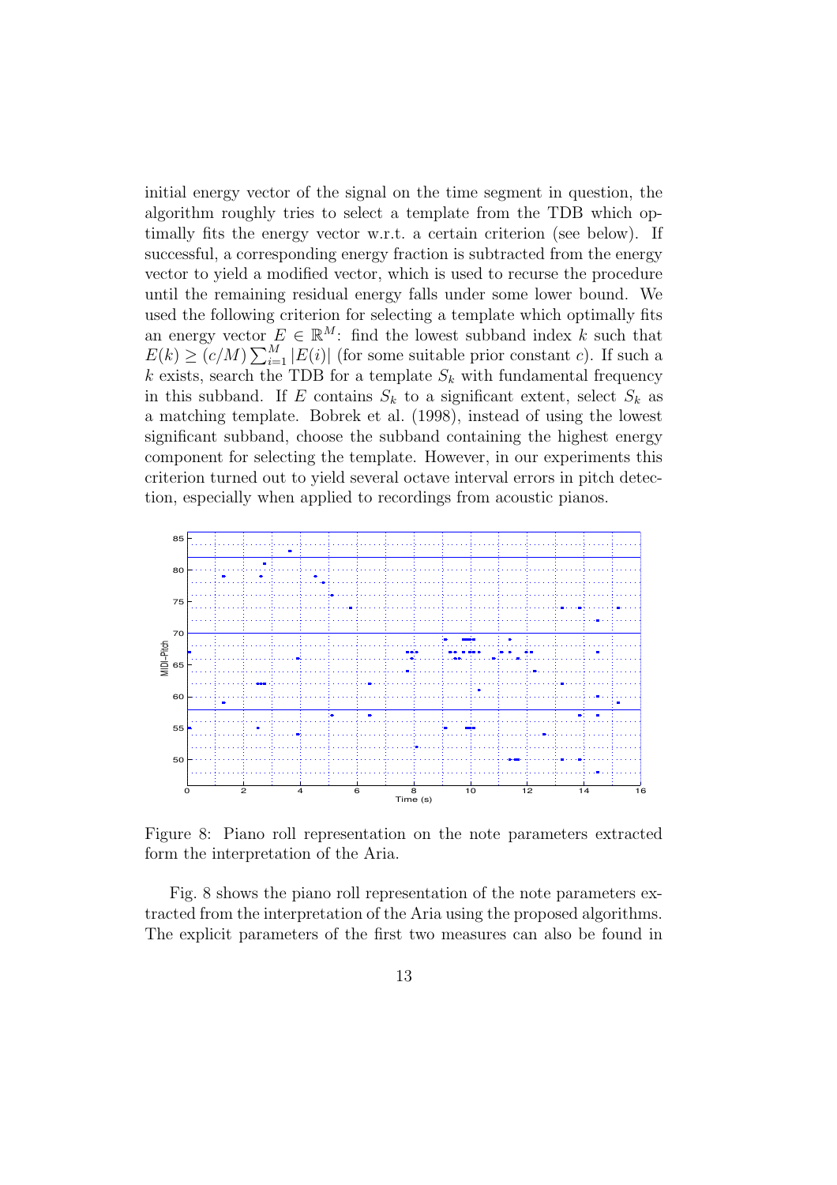initial energy vector of the signal on the time segment in question, the algorithm roughly tries to select a template from the TDB which optimally fits the energy vector w.r.t. a certain criterion (see below). If successful, a corresponding energy fraction is subtracted from the energy vector to yield a modified vector, which is used to recurse the procedure until the remaining residual energy falls under some lower bound. We used the following criterion for selecting a template which optimally fits an energy vector $E \in \mathbb{R}^M$: find the lowest subband index $k$ such that $E(k) \geq (c/M) \sum_{i=1}^{M} |E(i)|$ (for some suitable prior constant $c$). If such a $k$ exists, search the TDB for a template $S_k$ with fundamental frequency in this subband. If $E$ contains $S_k$ to a significant extent, select $S_k$ as a matching template. Bobrek et al. (1998), instead of using the lowest significant subband, choose the subband containing the highest energy component for selecting the template. However, in our experiments this criterion turned out to yield several octave interval errors in pitch detection, especially when applied to recordings from acoustic pianos.

Figure 8: Piano roll representation on the note parameters extracted form the interpretation of the Aria.

Fig. 8 shows the piano roll representation of the note parameters extracted from the interpretation of the Aria using the proposed algorithms. The explicit parameters of the first two measures can also be found in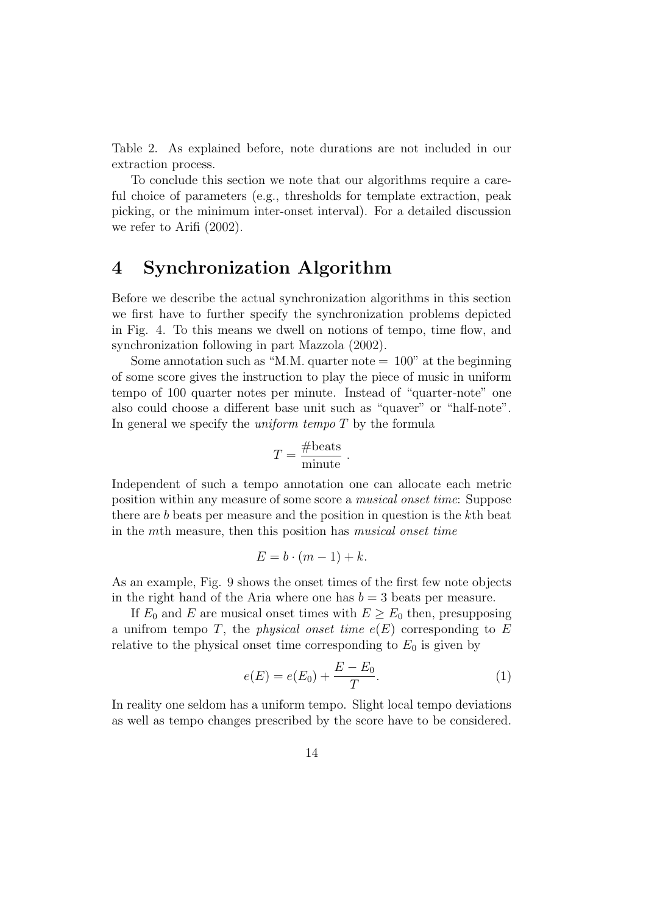Table 2. As explained before, note durations are not included in our extraction process.

To conclude this section we note that our algorithms require a careful choice of parameters (e.g., thresholds for template extraction, peak picking, or the minimum inter-onset interval). For a detailed discussion we refer to Arifi (2002).

# 4 Synchronization Algorithm

Before we describe the actual synchronization algorithms in this section we first have to further specify the synchronization problems depicted in Fig. 4. To this means we dwell on notions of tempo, time flow, and synchronization following in part Mazzola (2002).

Some annotation such as "M.M. quarter note = 100" at the beginning of some score gives the instruction to play the piece of music in uniform tempo of 100 quarter notes per minute. Instead of "quarter-note" one also could choose a different base unit such as "quaver" or "half-note". In general we specify the *uniform tempo* $T$ by the formula

$$T = \frac{\#\text{beats}}{\text{minute}}\ .$$

Independent of such a tempo annotation one can allocate each metric position within any measure of some score a *musical onset time*: Suppose there are $b$ beats per measure and the position in question is the $k$th beat in the $m$th measure, then this position has *musical onset time*

$$E = b \cdot (m-1) + k.$$

As an example, Fig. 9 shows the onset times of the first few note objects in the right hand of the Aria where one has $b = 3$ beats per measure.

If $E_0$ and $E$ are musical onset times with $E \geq E_0$ then, presupposing a unifrom tempo $T$, the *physical onset time* $e(E)$ corresponding to $E$ relative to the physical onset time corresponding to $E_0$ is given by

$$e(E) = e(E_0) + \frac{E - E_0}{T}. \tag{1}$$

In reality one seldom has a uniform tempo. Slight local tempo deviations as well as tempo changes prescribed by the score have to be considered.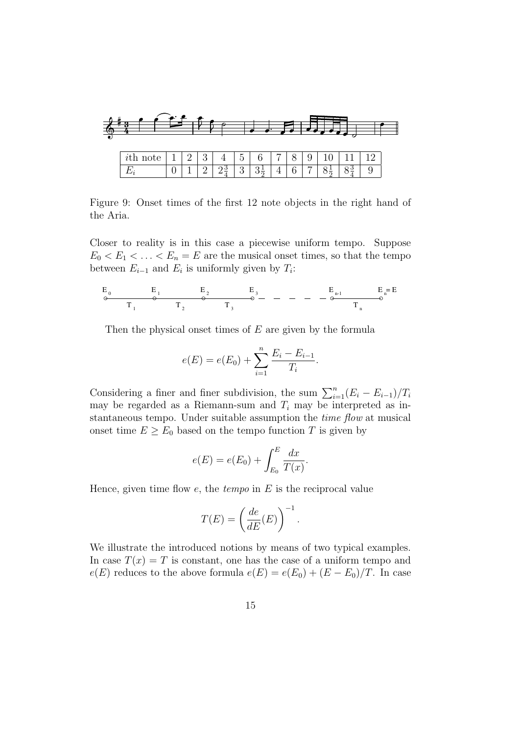| $i$th note | 1 | 2 | 3 | 4 | 5 | 6 | 7 | 8 | 9 | 10 | 11 | 12 |
|---|---|---|---|---|---|---|---|---|---|---|---|---|
| $E_i$ | 0 | 1 | 2 | $2\frac{3}{4}$ | 3 | $3\frac{1}{2}$ | 4 | 6 | 7 | $8\frac{1}{2}$ | $8\frac{3}{4}$ | 9 |

Figure 9: Onset times of the first 12 note objects in the right hand of the Aria.

Closer to reality is in this case a piecewise uniform tempo. Suppose $E_0 < E_1 < \ldots < E_n = E$ are the musical onset times, so that the tempo between $E_{i-1}$ and $E_i$ is uniformly given by $T_i$:

$E_0$ — $T_1$ — $E_1$ — $T_2$ — $E_2$ — $T_3$ — $E_3$ — — — — — $E_{n-1}$ — $T_n$ — $E_n = E$

Then the physical onset times of $E$ are given by the formula

$$e(E) = e(E_0) + \sum_{i=1}^{n} \frac{E_i - E_{i-1}}{T_i}.$$

Considering a finer and finer subdivision, the sum $\sum_{i=1}^{n}(E_i - E_{i-1})/T_i$ may be regarded as a Riemann-sum and $T_i$ may be interpreted as instantaneous tempo. Under suitable assumption the *time flow* at musical onset time $E \geq E_0$ based on the tempo function $T$ is given by

$$e(E) = e(E_0) + \int_{E_0}^{E} \frac{dx}{T(x)}.$$

Hence, given time flow $e$, the *tempo* in $E$ is the reciprocal value

$$T(E) = \left(\frac{de}{dE}(E)\right)^{-1}.$$

We illustrate the introduced notions by means of two typical examples. In case $T(x) = T$ is constant, one has the case of a uniform tempo and $e(E)$ reduces to the above formula $e(E) = e(E_0) + (E - E_0)/T$. In case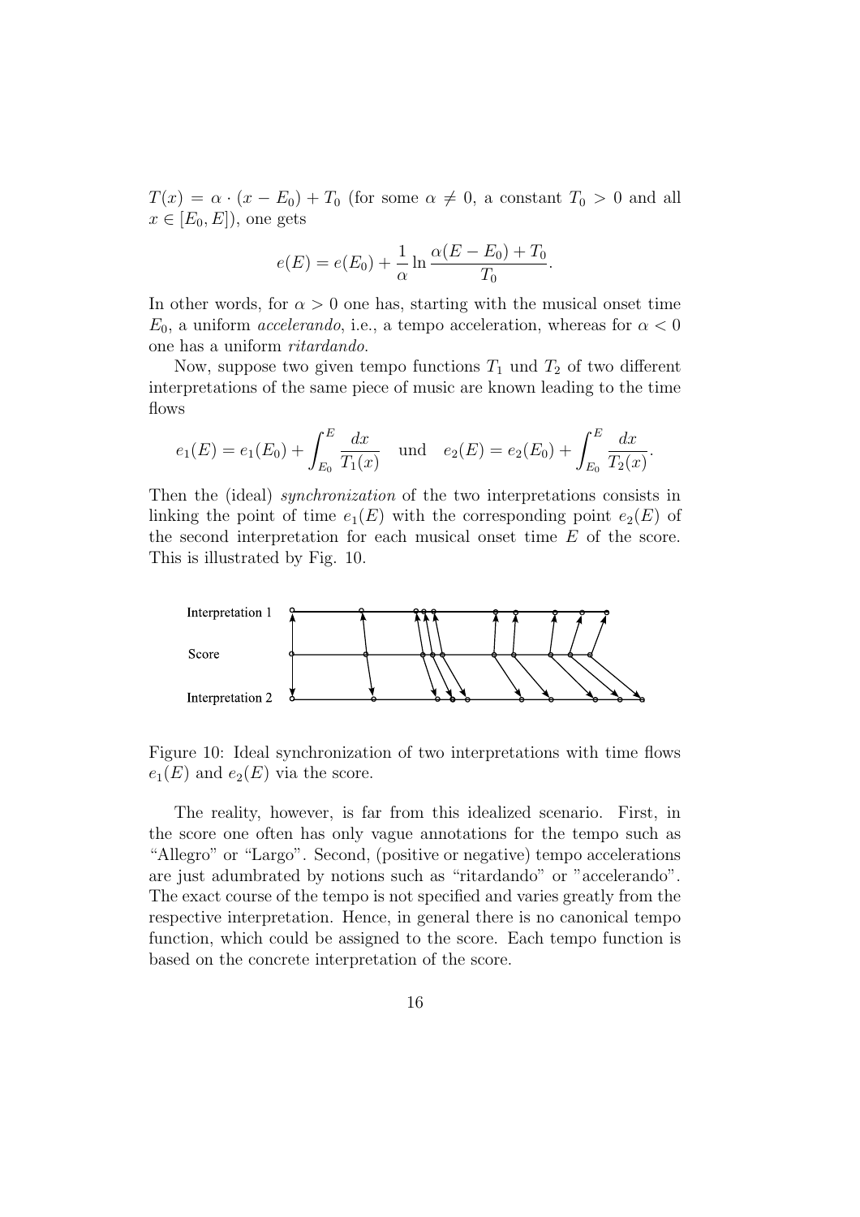$T(x) = \alpha \cdot (x - E_0) + T_0$ (for some $\alpha \neq 0$, a constant $T_0 > 0$ and all $x \in [E_0, E]$), one gets

$$e(E) = e(E_0) + \frac{1}{\alpha} \ln \frac{\alpha(E - E_0) + T_0}{T_0}.$$

In other words, for $\alpha > 0$ one has, starting with the musical onset time $E_0$, a uniform *accelerando*, i.e., a tempo acceleration, whereas for $\alpha < 0$ one has a uniform *ritardando*.

Now, suppose two given tempo functions $T_1$ und $T_2$ of two different interpretations of the same piece of music are known leading to the time flows

$$e_1(E) = e_1(E_0) + \int_{E_0}^{E} \frac{dx}{T_1(x)} \quad \text{und} \quad e_2(E) = e_2(E_0) + \int_{E_0}^{E} \frac{dx}{T_2(x)}.$$

Then the (ideal) *synchronization* of the two interpretations consists in linking the point of time $e_1(E)$ with the corresponding point $e_2(E)$ of the second interpretation for each musical onset time $E$ of the score. This is illustrated by Fig. 10.

Figure 10: Ideal synchronization of two interpretations with time flows $e_1(E)$ and $e_2(E)$ via the score.

The reality, however, is far from this idealized scenario. First, in the score one often has only vague annotations for the tempo such as "Allegro" or "Largo". Second, (positive or negative) tempo accelerations are just adumbrated by notions such as "ritardando" or "accelerando". The exact course of the tempo is not specified and varies greatly from the respective interpretation. Hence, in general there is no canonical tempo function, which could be assigned to the score. Each tempo function is based on the concrete interpretation of the score.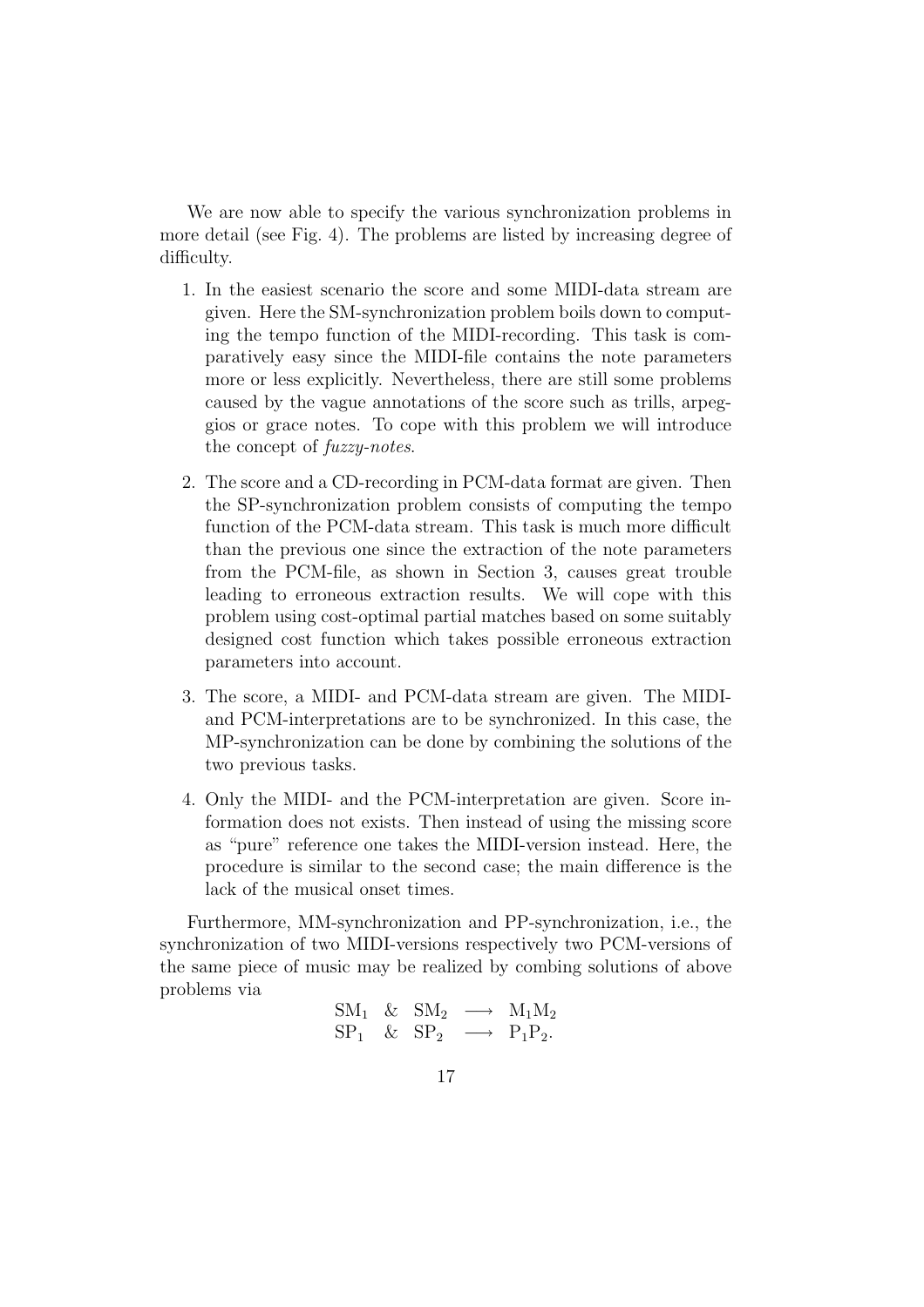We are now able to specify the various synchronization problems in more detail (see Fig. 4). The problems are listed by increasing degree of difficulty.

1. In the easiest scenario the score and some MIDI-data stream are given. Here the SM-synchronization problem boils down to computing the tempo function of the MIDI-recording. This task is comparatively easy since the MIDI-file contains the note parameters more or less explicitly. Nevertheless, there are still some problems caused by the vague annotations of the score such as trills, arpeggios or grace notes. To cope with this problem we will introduce the concept of *fuzzy-notes*.

2. The score and a CD-recording in PCM-data format are given. Then the SP-synchronization problem consists of computing the tempo function of the PCM-data stream. This task is much more difficult than the previous one since the extraction of the note parameters from the PCM-file, as shown in Section 3, causes great trouble leading to erroneous extraction results. We will cope with this problem using cost-optimal partial matches based on some suitably designed cost function which takes possible erroneous extraction parameters into account.

3. The score, a MIDI- and PCM-data stream are given. The MIDI- and PCM-interpretations are to be synchronized. In this case, the MP-synchronization can be done by combining the solutions of the two previous tasks.

4. Only the MIDI- and the PCM-interpretation are given. Score information does not exists. Then instead of using the missing score as "pure" reference one takes the MIDI-version instead. Here, the procedure is similar to the second case; the main difference is the lack of the musical onset times.

Furthermore, MM-synchronization and PP-synchronization, i.e., the synchronization of two MIDI-versions respectively two PCM-versions of the same piece of music may be realized by combing solutions of above problems via

$$
\begin{array}{lcl}
\mathrm{SM}_1 & \& \ \mathrm{SM}_2 & \longrightarrow \ \mathrm{M}_1\mathrm{M}_2 \\
\mathrm{SP}_1 & \& \ \mathrm{SP}_2 & \longrightarrow \ \mathrm{P}_1\mathrm{P}_2.
\end{array}
$$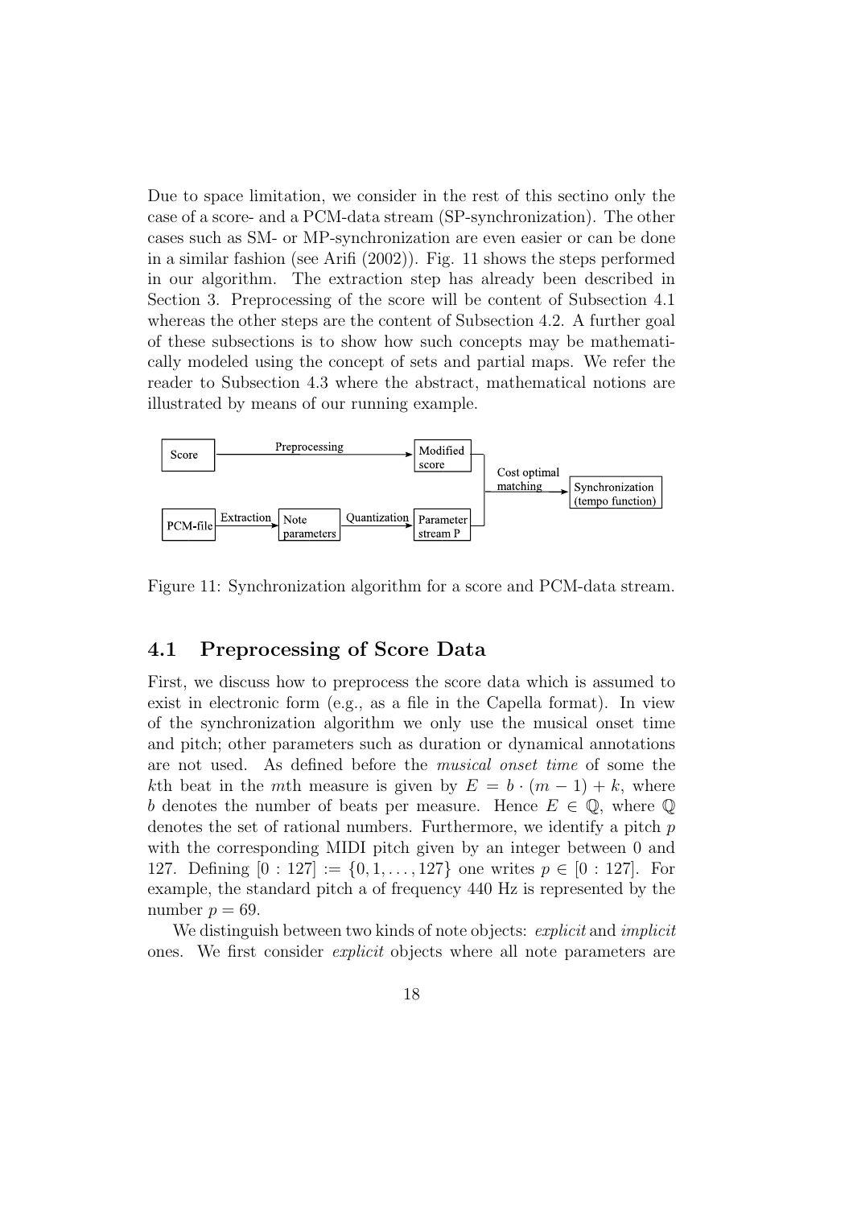Due to space limitation, we consider in the rest of this sectino only the case of a score- and a PCM-data stream (SP-synchronization). The other cases such as SM- or MP-synchronization are even easier or can be done in a similar fashion (see Arifi (2002)). Fig. 11 shows the steps performed in our algorithm. The extraction step has already been described in Section 3. Preprocessing of the score will be content of Subsection 4.1 whereas the other steps are the content of Subsection 4.2. A further goal of these subsections is to show how such concepts may be mathematically modeled using the concept of sets and partial maps. We refer the reader to Subsection 4.3 where the abstract, mathematical notions are illustrated by means of our running example.

Score → Preprocessing → Modified score

PCM-file → Extraction → Note parameters → Quantization → Parameter stream P

Modified score, Parameter stream P → Cost optimal matching → Synchronization (tempo function)

Figure 11: Synchronization algorithm for a score and PCM-data stream.

## 4.1 Preprocessing of Score Data

First, we discuss how to preprocess the score data which is assumed to exist in electronic form (e.g., as a file in the Capella format). In view of the synchronization algorithm we only use the musical onset time and pitch; other parameters such as duration or dynamical annotations are not used. As defined before the *musical onset time* of some the $k$th beat in the $m$th measure is given by $E = b \cdot (m-1) + k$, where $b$ denotes the number of beats per measure. Hence $E \in \mathbb{Q}$, where $\mathbb{Q}$ denotes the set of rational numbers. Furthermore, we identify a pitch $p$ with the corresponding MIDI pitch given by an integer between 0 and 127. Defining $[0:127] := \{0, 1, \ldots, 127\}$ one writes $p \in [0:127]$. For example, the standard pitch a of frequency 440 Hz is represented by the number $p = 69$.

We distinguish between two kinds of note objects: *explicit* and *implicit* ones. We first consider *explicit* objects where all note parameters are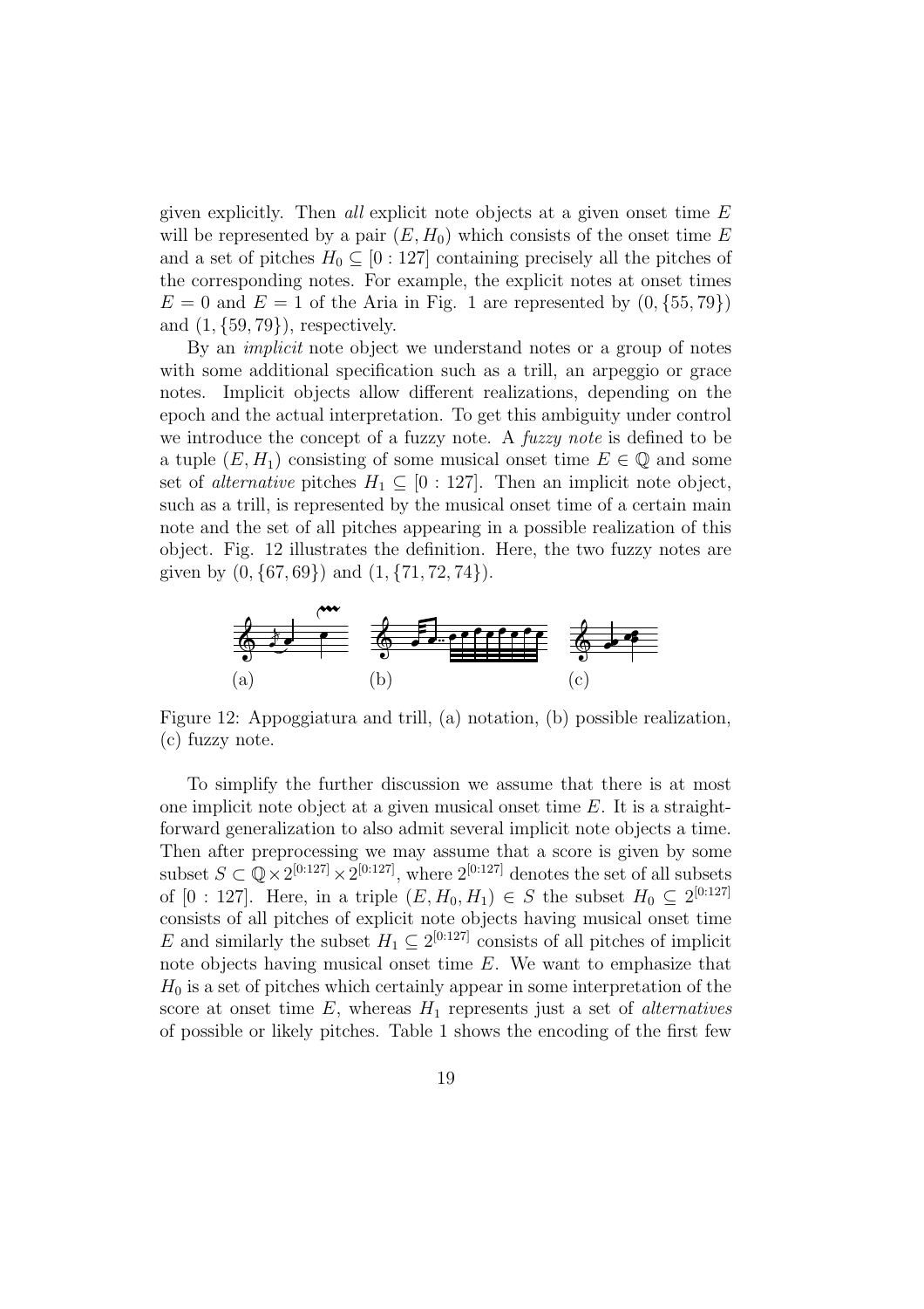given explicitly. Then *all* explicit note objects at a given onset time $E$ will be represented by a pair $(E, H_0)$ which consists of the onset time $E$ and a set of pitches $H_0 \subseteq [0:127]$ containing precisely all the pitches of the corresponding notes. For example, the explicit notes at onset times $E = 0$ and $E = 1$ of the Aria in Fig. 1 are represented by $(0, \{55, 79\})$ and $(1, \{59, 79\})$, respectively.

By an *implicit* note object we understand notes or a group of notes with some additional specification such as a trill, an arpeggio or grace notes. Implicit objects allow different realizations, depending on the epoch and the actual interpretation. To get this ambiguity under control we introduce the concept of a fuzzy note. A *fuzzy note* is defined to be a tuple $(E, H_1)$ consisting of some musical onset time $E \in \mathbb{Q}$ and some set of *alternative* pitches $H_1 \subseteq [0:127]$. Then an implicit note object, such as a trill, is represented by the musical onset time of a certain main note and the set of all pitches appearing in a possible realization of this object. Fig. 12 illustrates the definition. Here, the two fuzzy notes are given by $(0, \{67, 69\})$ and $(1, \{71, 72, 74\})$.

Figure 12: Appoggiatura and trill, (a) notation, (b) possible realization, (c) fuzzy note.

To simplify the further discussion we assume that there is at most one implicit note object at a given musical onset time $E$. It is a straightforward generalization to also admit several implicit note objects a time. Then after preprocessing we may assume that a score is given by some subset $S \subset \mathbb{Q} \times 2^{[0:127]} \times 2^{[0:127]}$, where $2^{[0:127]}$ denotes the set of all subsets of $[0:127]$. Here, in a triple $(E, H_0, H_1) \in S$ the subset $H_0 \subseteq 2^{[0:127]}$ consists of all pitches of explicit note objects having musical onset time $E$ and similarly the subset $H_1 \subseteq 2^{[0:127]}$ consists of all pitches of implicit note objects having musical onset time $E$. We want to emphasize that $H_0$ is a set of pitches which certainly appear in some interpretation of the score at onset time $E$, whereas $H_1$ represents just a set of *alternatives* of possible or likely pitches. Table 1 shows the encoding of the first few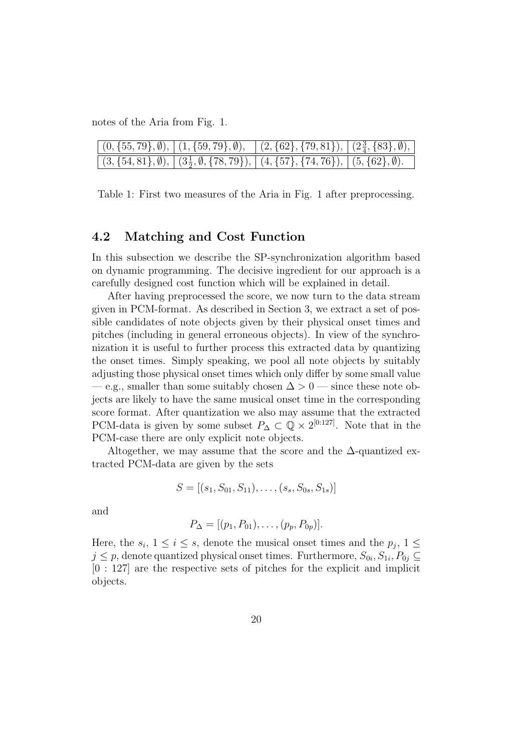notes of the Aria from Fig. 1.

| | | | |
|---|---|---|---|
| $(0, \{55, 79\}, \emptyset)$, | $(1, \{59, 79\}, \emptyset)$, | $(2, \{62\}, \{79, 81\})$, | $(2\frac{3}{4}, \{83\}, \emptyset)$, |
| $(3, \{54, 81\}, \emptyset)$, | $(3\frac{1}{2}, \emptyset, \{78, 79\})$, | $(4, \{57\}, \{74, 76\})$, | $(5, \{62\}, \emptyset)$. |

Table 1: First two measures of the Aria in Fig. 1 after preprocessing.

## 4.2 Matching and Cost Function

In this subsection we describe the SP-synchronization algorithm based on dynamic programming. The decisive ingredient for our approach is a carefully designed cost function which will be explained in detail.

After having preprocessed the score, we now turn to the data stream given in PCM-format. As described in Section 3, we extract a set of possible candidates of note objects given by their physical onset times and pitches (including in general erroneous objects). In view of the synchronization it is useful to further process this extracted data by quantizing the onset times. Simply speaking, we pool all note objects by suitably adjusting those physical onset times which only differ by some small value — e.g., smaller than some suitably chosen $\Delta > 0$ — since these note objects are likely to have the same musical onset time in the corresponding score format. After quantization we also may assume that the extracted PCM-data is given by some subset $P_\Delta \subset \mathbb{Q} \times 2^{[0:127]}$. Note that in the PCM-case there are only explicit note objects.

Altogether, we may assume that the score and the $\Delta$-quantized extracted PCM-data are given by the sets

$$S = [(s_1, S_{01}, S_{11}), \ldots, (s_s, S_{0s}, S_{1s})]$$

and

$$P_\Delta = [(p_1, P_{01}), \ldots, (p_p, P_{0p})].$$

Here, the $s_i$, $1 \leq i \leq s$, denote the musical onset times and the $p_j$, $1 \leq j \leq p$, denote quantized physical onset times. Furthermore, $S_{0i}, S_{1i}, P_{0j} \subseteq [0 : 127]$ are the respective sets of pitches for the explicit and implicit objects.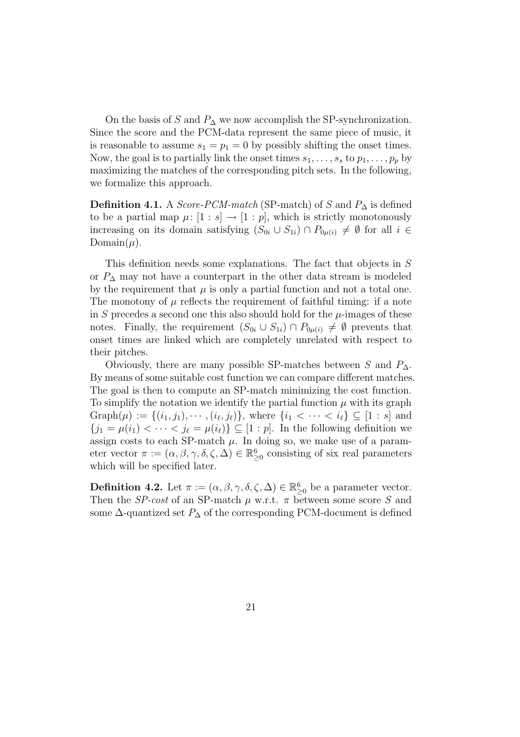On the basis of $S$ and $P_\Delta$ we now accomplish the SP-synchronization. Since the score and the PCM-data represent the same piece of music, it is reasonable to assume $s_1 = p_1 = 0$ by possibly shifting the onset times. Now, the goal is to partially link the onset times $s_1, \ldots, s_s$ to $p_1, \ldots, p_p$ by maximizing the matches of the corresponding pitch sets. In the following, we formalize this approach.

**Definition 4.1.** A *Score-PCM-match* (SP-match) of $S$ and $P_\Delta$ is defined to be a partial map $\mu\colon [1:s] \to [1:p]$, which is strictly monotonously increasing on its domain satisfying $(S_{0i} \cup S_{1i}) \cap P_{0\mu(i)} \neq \emptyset$ for all $i \in \mathrm{Domain}(\mu)$.

This definition needs some explanations. The fact that objects in $S$ or $P_\Delta$ may not have a counterpart in the other data stream is modeled by the requirement that $\mu$ is only a partial function and not a total one. The monotony of $\mu$ reflects the requirement of faithful timing: if a note in $S$ precedes a second one this also should hold for the $\mu$-images of these notes. Finally, the requirement $(S_{0i} \cup S_{1i}) \cap P_{0\mu(i)} \neq \emptyset$ prevents that onset times are linked which are completely unrelated with respect to their pitches.

Obviously, there are many possible SP-matches between $S$ and $P_\Delta$. By means of some suitable cost function we can compare different matches. The goal is then to compute an SP-match minimizing the cost function. To simplify the notation we identify the partial function $\mu$ with its graph $\mathrm{Graph}(\mu) := \{(i_1, j_1), \cdots, (i_\ell, j_\ell)\}$, where $\{i_1 < \cdots < i_\ell\} \subseteq [1:s]$ and $\{j_1 = \mu(i_1) < \cdots < j_\ell = \mu(i_\ell)\} \subseteq [1:p]$. In the following definition we assign costs to each SP-match $\mu$. In doing so, we make use of a parameter vector $\pi := (\alpha, \beta, \gamma, \delta, \zeta, \Delta) \in \mathbb{R}^6_{\geq 0}$ consisting of six real parameters which will be specified later.

**Definition 4.2.** Let $\pi := (\alpha, \beta, \gamma, \delta, \zeta, \Delta) \in \mathbb{R}^6_{\geq 0}$ be a parameter vector. Then the *SP-cost* of an SP-match $\mu$ w.r.t. $\pi$ between some score $S$ and some $\Delta$-quantized set $P_\Delta$ of the corresponding PCM-document is defined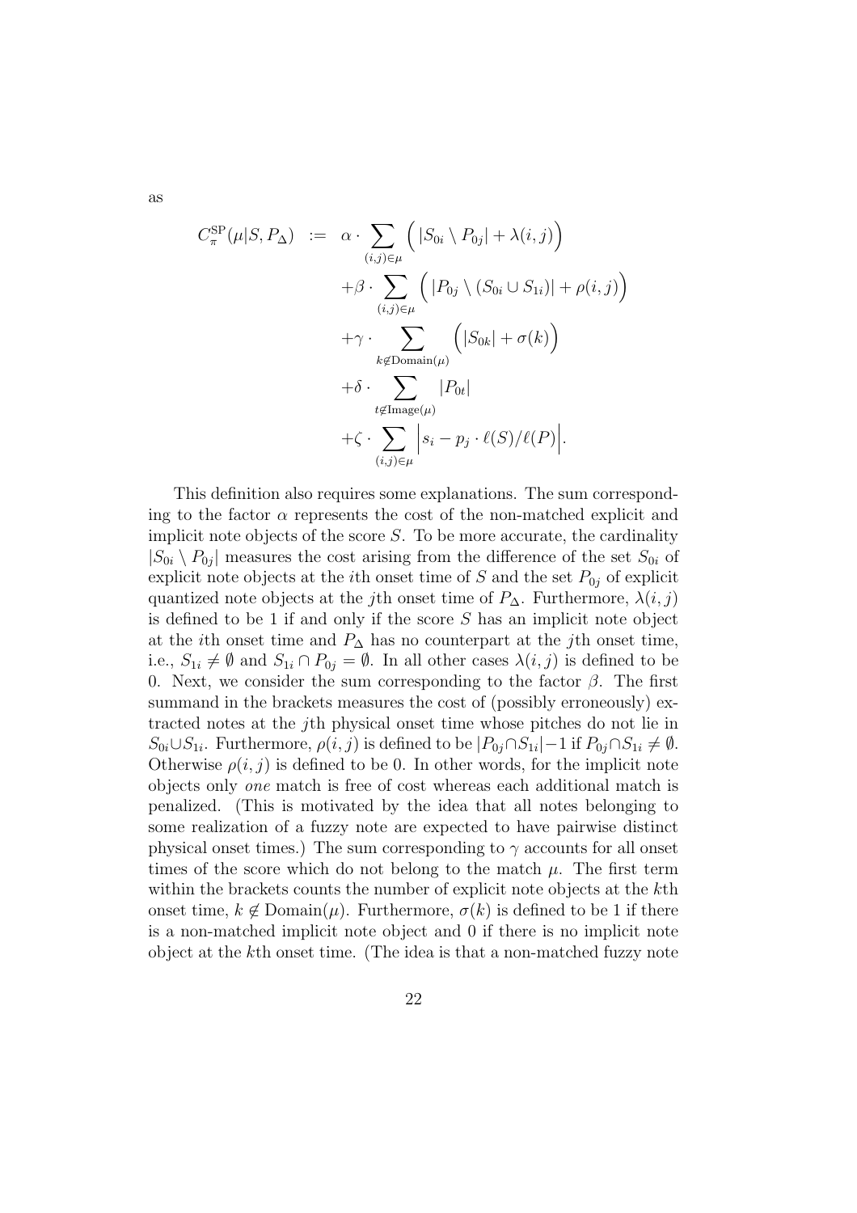as

$$
\begin{aligned}
C_\pi^{\mathrm{SP}}(\mu|S,P_\Delta) \;:=\;& \alpha \cdot \sum_{(i,j)\in\mu} \Big( |S_{0i} \setminus P_{0j}| + \lambda(i,j) \Big) \\
&+\beta \cdot \sum_{(i,j)\in\mu} \Big( |P_{0j} \setminus (S_{0i} \cup S_{1i})| + \rho(i,j) \Big) \\
&+\gamma \cdot \sum_{k \notin \mathrm{Domain}(\mu)} \Big( |S_{0k}| + \sigma(k) \Big) \\
&+\delta \cdot \sum_{t \notin \mathrm{Image}(\mu)} |P_{0t}| \\
&+\zeta \cdot \sum_{(i,j)\in\mu} \Big| s_i - p_j \cdot \ell(S)/\ell(P) \Big|.
\end{aligned}
$$

This definition also requires some explanations. The sum corresponding to the factor $\alpha$ represents the cost of the non-matched explicit and implicit note objects of the score $S$. To be more accurate, the cardinality $|S_{0i} \setminus P_{0j}|$ measures the cost arising from the difference of the set $S_{0i}$ of explicit note objects at the $i$th onset time of $S$ and the set $P_{0j}$ of explicit quantized note objects at the $j$th onset time of $P_\Delta$. Furthermore, $\lambda(i,j)$ is defined to be 1 if and only if the score $S$ has an implicit note object at the $i$th onset time and $P_\Delta$ has no counterpart at the $j$th onset time, i.e., $S_{1i} \neq \emptyset$ and $S_{1i} \cap P_{0j} = \emptyset$. In all other cases $\lambda(i,j)$ is defined to be 0. Next, we consider the sum corresponding to the factor $\beta$. The first summand in the brackets measures the cost of (possibly erroneously) extracted notes at the $j$th physical onset time whose pitches do not lie in $S_{0i} \cup S_{1i}$. Furthermore, $\rho(i,j)$ is defined to be $|P_{0j} \cap S_{1i}| - 1$ if $P_{0j} \cap S_{1i} \neq \emptyset$. Otherwise $\rho(i,j)$ is defined to be 0. In other words, for the implicit note objects only *one* match is free of cost whereas each additional match is penalized. (This is motivated by the idea that all notes belonging to some realization of a fuzzy note are expected to have pairwise distinct physical onset times.) The sum corresponding to $\gamma$ accounts for all onset times of the score which do not belong to the match $\mu$. The first term within the brackets counts the number of explicit note objects at the $k$th onset time, $k \notin \mathrm{Domain}(\mu)$. Furthermore, $\sigma(k)$ is defined to be 1 if there is a non-matched implicit note object and 0 if there is no implicit note object at the $k$th onset time. (The idea is that a non-matched fuzzy note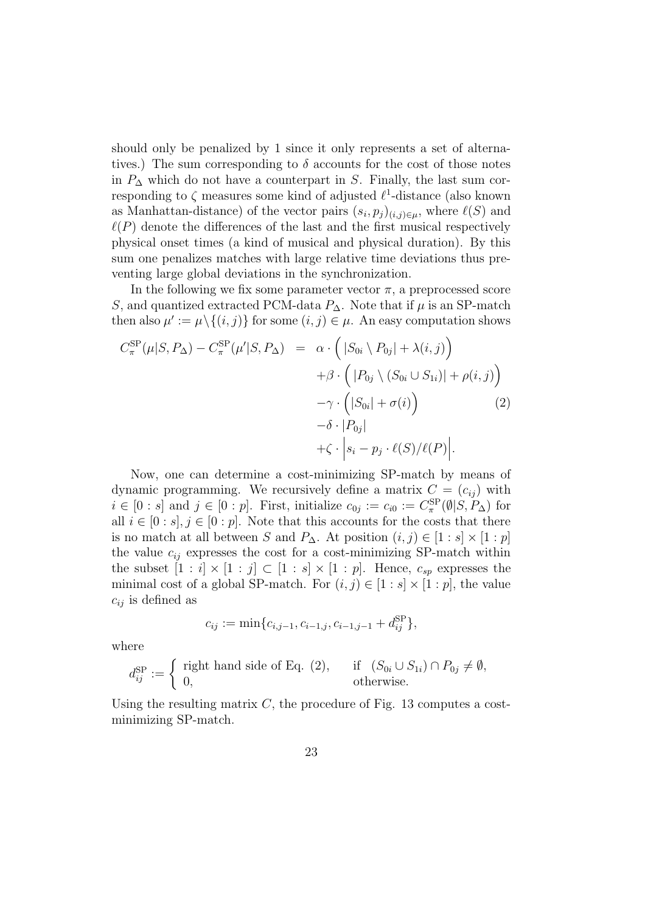should only be penalized by 1 since it only represents a set of alternatives.) The sum corresponding to $\delta$ accounts for the cost of those notes in $P_\Delta$ which do not have a counterpart in $S$. Finally, the last sum corresponding to $\zeta$ measures some kind of adjusted $\ell^1$-distance (also known as Manhattan-distance) of the vector pairs $(s_i, p_j)_{(i,j)\in\mu}$, where $\ell(S)$ and $\ell(P)$ denote the differences of the last and the first musical respectively physical onset times (a kind of musical and physical duration). By this sum one penalizes matches with large relative time deviations thus preventing large global deviations in the synchronization.

In the following we fix some parameter vector $\pi$, a preprocessed score $S$, and quantized extracted PCM-data $P_\Delta$. Note that if $\mu$ is an SP-match then also $\mu' := \mu\setminus\{(i,j)\}$ for some $(i,j) \in \mu$. An easy computation shows

$$
\begin{aligned}
C_\pi^{\mathrm{SP}}(\mu|S,P_\Delta) - C_\pi^{\mathrm{SP}}(\mu'|S,P_\Delta) \;=\;& \alpha\cdot\Big(|S_{0i}\setminus P_{0j}| + \lambda(i,j)\Big)\\
&+\beta\cdot\Big(|P_{0j}\setminus(S_{0i}\cup S_{1i})| + \rho(i,j)\Big)\\
&-\gamma\cdot\Big(|S_{0i}| + \sigma(i)\Big) \qquad\qquad (2)\\
&-\delta\cdot|P_{0j}|\\
&+\zeta\cdot\Big|s_i - p_j\cdot\ell(S)/\ell(P)\Big|.
\end{aligned}
$$

Now, one can determine a cost-minimizing SP-match by means of dynamic programming. We recursively define a matrix $C = (c_{ij})$ with $i \in [0:s]$ and $j \in [0:p]$. First, initialize $c_{0j} := c_{i0} := C_\pi^{\mathrm{SP}}(\emptyset|S,P_\Delta)$ for all $i \in [0:s], j \in [0:p]$. Note that this accounts for the costs that there is no match at all between $S$ and $P_\Delta$. At position $(i,j) \in [1:s]\times[1:p]$ the value $c_{ij}$ expresses the cost for a cost-minimizing SP-match within the subset $[1:i]\times[1:j] \subset [1:s]\times[1:p]$. Hence, $c_{sp}$ expresses the minimal cost of a global SP-match. For $(i,j) \in [1:s]\times[1:p]$, the value $c_{ij}$ is defined as

$$
c_{ij} := \min\{c_{i,j-1}, c_{i-1,j}, c_{i-1,j-1} + d_{ij}^{\mathrm{SP}}\},
$$

where

$$
d_{ij}^{\mathrm{SP}} := \begin{cases} \text{right hand side of Eq. (2)}, & \text{if } (S_{0i}\cup S_{1i})\cap P_{0j} \neq \emptyset,\\ 0, & \text{otherwise.}\end{cases}
$$

Using the resulting matrix $C$, the procedure of Fig. 13 computes a cost-minimizing SP-match.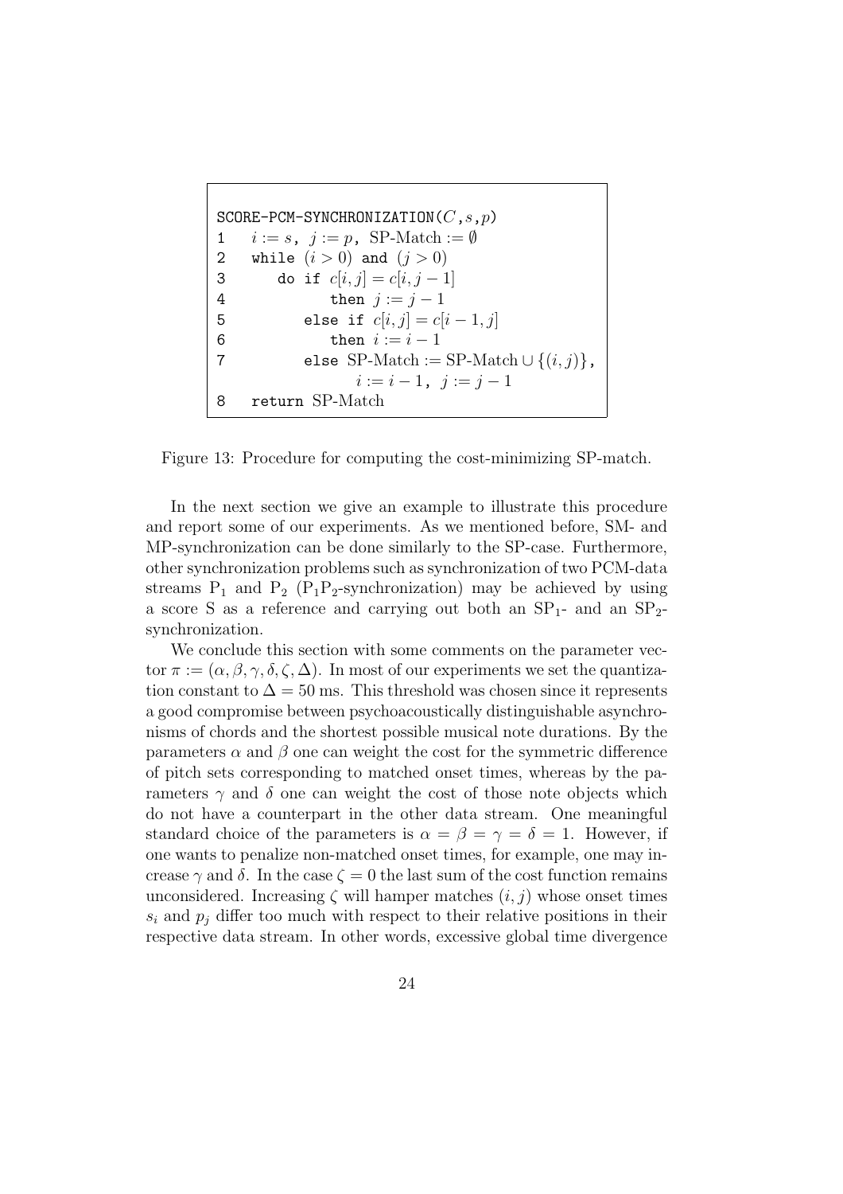```
SCORE-PCM-SYNCHRONIZATION(C, s, p)
1   i := s, j := p, SP-Match := ∅
2   while (i > 0) and (j > 0)
3       do if c[i, j] = c[i, j − 1]
4             then j := j − 1
5          else if c[i, j] = c[i − 1, j]
6             then i := i − 1
7          else SP-Match := SP-Match ∪ {(i, j)},
                  i := i − 1, j := j − 1
8   return SP-Match
```

Figure 13: Procedure for computing the cost-minimizing SP-match.

In the next section we give an example to illustrate this procedure and report some of our experiments. As we mentioned before, SM- and MP-synchronization can be done similarly to the SP-case. Furthermore, other synchronization problems such as synchronization of two PCM-data streams $P_1$ and $P_2$ ($P_1P_2$-synchronization) may be achieved by using a score S as a reference and carrying out both an $SP_1$- and an $SP_2$-synchronization.

We conclude this section with some comments on the parameter vector $\pi := (\alpha, \beta, \gamma, \delta, \zeta, \Delta)$. In most of our experiments we set the quantization constant to $\Delta = 50$ ms. This threshold was chosen since it represents a good compromise between psychoacoustically distinguishable asynchronisms of chords and the shortest possible musical note durations. By the parameters $\alpha$ and $\beta$ one can weight the cost for the symmetric difference of pitch sets corresponding to matched onset times, whereas by the parameters $\gamma$ and $\delta$ one can weight the cost of those note objects which do not have a counterpart in the other data stream. One meaningful standard choice of the parameters is $\alpha = \beta = \gamma = \delta = 1$. However, if one wants to penalize non-matched onset times, for example, one may increase $\gamma$ and $\delta$. In the case $\zeta = 0$ the last sum of the cost function remains unconsidered. Increasing $\zeta$ will hamper matches $(i, j)$ whose onset times $s_i$ and $p_j$ differ too much with respect to their relative positions in their respective data stream. In other words, excessive global time divergence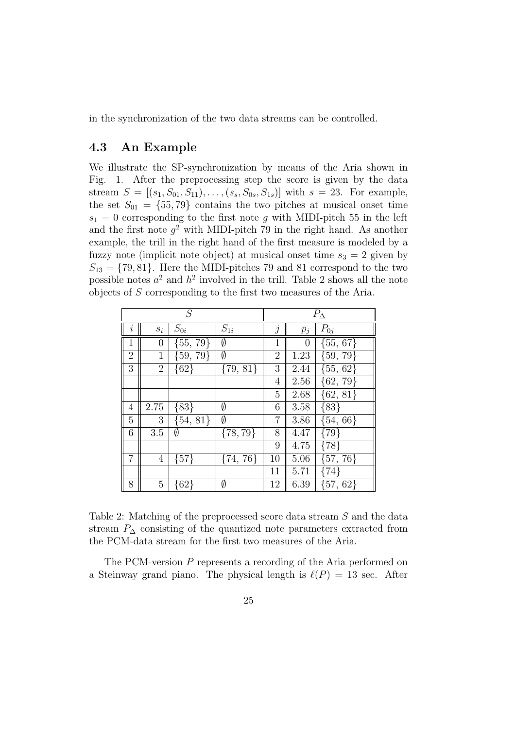in the synchronization of the two data streams can be controlled.

### 4.3 An Example

We illustrate the SP-synchronization by means of the Aria shown in Fig. 1. After the preprocessing step the score is given by the data stream $S = [(s_1, S_{01}, S_{11}), \ldots, (s_s, S_{0s}, S_{1s})]$ with $s = 23$. For example, the set $S_{01} = \{55, 79\}$ contains the two pitches at musical onset time $s_1 = 0$ corresponding to the first note $g$ with MIDI-pitch 55 in the left and the first note $g^2$ with MIDI-pitch 79 in the right hand. As another example, the trill in the right hand of the first measure is modeled by a fuzzy note (implicit note object) at musical onset time $s_3 = 2$ given by $S_{13} = \{79, 81\}$. Here the MIDI-pitches 79 and 81 correspond to the two possible notes $a^2$ and $h^2$ involved in the trill. Table 2 shows all the note objects of $S$ corresponding to the first two measures of the Aria.

| $S$ | | | | $P_\Delta$ | | |
|---|---|---|---|---|---|---|
| $i$ | $s_i$ | $S_{0i}$ | $S_{1i}$ | $j$ | $p_j$ | $P_{0j}$ |
| 1 | 0 | $\{55, 79\}$ | $\emptyset$ | 1 | 0 | $\{55, 67\}$ |
| 2 | 1 | $\{59, 79\}$ | $\emptyset$ | 2 | 1.23 | $\{59, 79\}$ |
| 3 | 2 | $\{62\}$ | $\{79, 81\}$ | 3 | 2.44 | $\{55, 62\}$ |
| | | | | 4 | 2.56 | $\{62, 79\}$ |
| | | | | 5 | 2.68 | $\{62, 81\}$ |
| 4 | 2.75 | $\{83\}$ | $\emptyset$ | 6 | 3.58 | $\{83\}$ |
| 5 | 3 | $\{54, 81\}$ | $\emptyset$ | 7 | 3.86 | $\{54, 66\}$ |
| 6 | 3.5 | $\emptyset$ | $\{78, 79\}$ | 8 | 4.47 | $\{79\}$ |
| | | | | 9 | 4.75 | $\{78\}$ |
| 7 | 4 | $\{57\}$ | $\{74, 76\}$ | 10 | 5.06 | $\{57, 76\}$ |
| | | | | 11 | 5.71 | $\{74\}$ |
| 8 | 5 | $\{62\}$ | $\emptyset$ | 12 | 6.39 | $\{57, 62\}$ |

Table 2: Matching of the preprocessed score data stream $S$ and the data stream $P_\Delta$ consisting of the quantized note parameters extracted from the PCM-data stream for the first two measures of the Aria.

The PCM-version $P$ represents a recording of the Aria performed on a Steinway grand piano. The physical length is $\ell(P) = 13$ sec. After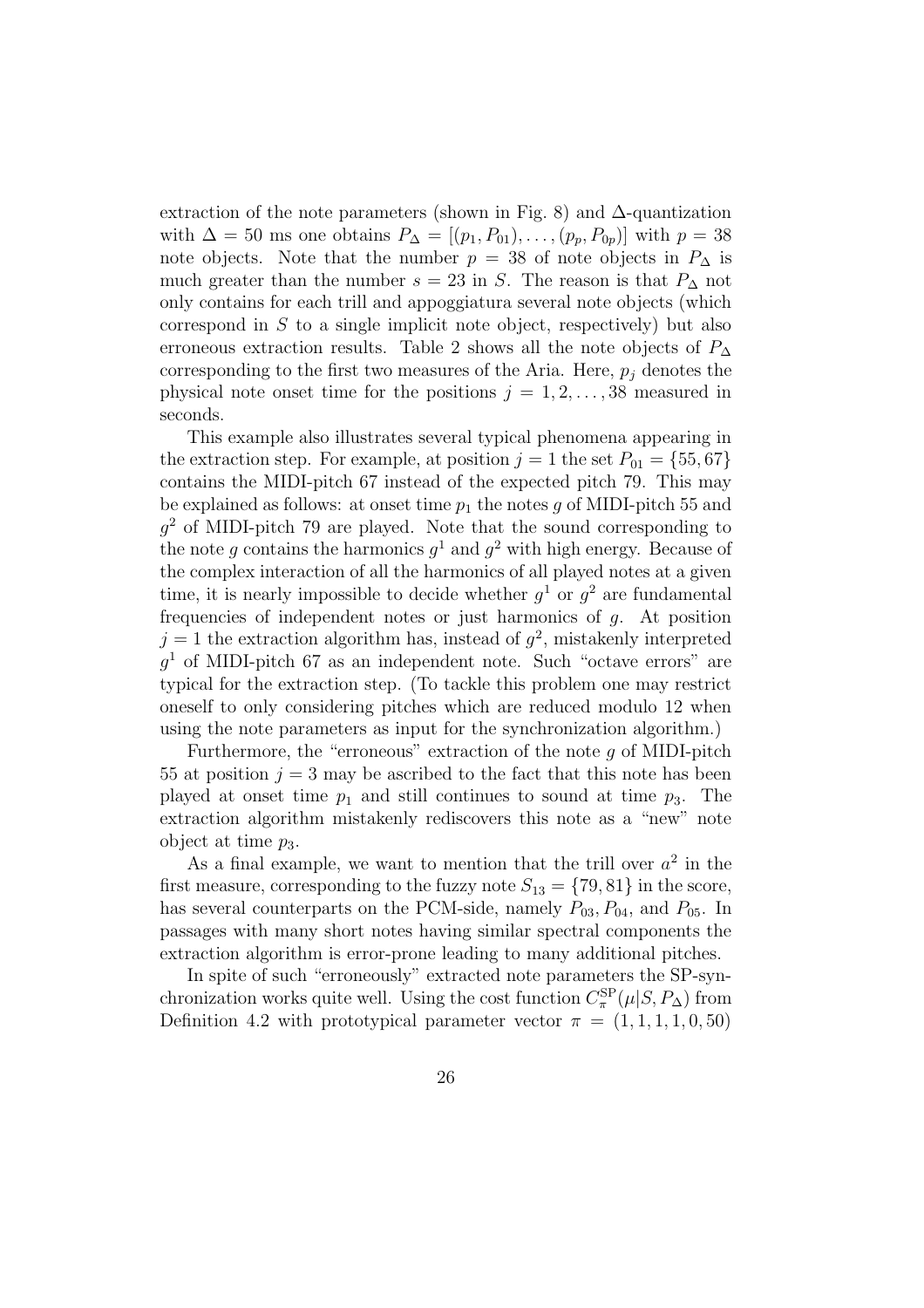extraction of the note parameters (shown in Fig. 8) and $\Delta$-quantization with $\Delta = 50$ ms one obtains $P_\Delta = [(p_1, P_{01}), \ldots, (p_p, P_{0p})]$ with $p = 38$ note objects. Note that the number $p = 38$ of note objects in $P_\Delta$ is much greater than the number $s = 23$ in $S$. The reason is that $P_\Delta$ not only contains for each trill and appoggiatura several note objects (which correspond in $S$ to a single implicit note object, respectively) but also erroneous extraction results. Table 2 shows all the note objects of $P_\Delta$ corresponding to the first two measures of the Aria. Here, $p_j$ denotes the physical note onset time for the positions $j = 1, 2, \ldots, 38$ measured in seconds.

This example also illustrates several typical phenomena appearing in the extraction step. For example, at position $j = 1$ the set $P_{01} = \{55, 67\}$ contains the MIDI-pitch 67 instead of the expected pitch 79. This may be explained as follows: at onset time $p_1$ the notes $g$ of MIDI-pitch 55 and $g^2$ of MIDI-pitch 79 are played. Note that the sound corresponding to the note $g$ contains the harmonics $g^1$ and $g^2$ with high energy. Because of the complex interaction of all the harmonics of all played notes at a given time, it is nearly impossible to decide whether $g^1$ or $g^2$ are fundamental frequencies of independent notes or just harmonics of $g$. At position $j = 1$ the extraction algorithm has, instead of $g^2$, mistakenly interpreted $g^1$ of MIDI-pitch 67 as an independent note. Such "octave errors" are typical for the extraction step. (To tackle this problem one may restrict oneself to only considering pitches which are reduced modulo 12 when using the note parameters as input for the synchronization algorithm.)

Furthermore, the "erroneous" extraction of the note $g$ of MIDI-pitch 55 at position $j = 3$ may be ascribed to the fact that this note has been played at onset time $p_1$ and still continues to sound at time $p_3$. The extraction algorithm mistakenly rediscovers this note as a "new" note object at time $p_3$.

As a final example, we want to mention that the trill over $a^2$ in the first measure, corresponding to the fuzzy note $S_{13} = \{79, 81\}$ in the score, has several counterparts on the PCM-side, namely $P_{03}, P_{04}$, and $P_{05}$. In passages with many short notes having similar spectral components the extraction algorithm is error-prone leading to many additional pitches.

In spite of such "erroneously" extracted note parameters the SP-synchronization works quite well. Using the cost function $C_\pi^{\mathrm{SP}}(\mu|S, P_\Delta)$ from Definition 4.2 with prototypical parameter vector $\pi = (1, 1, 1, 1, 0, 50)$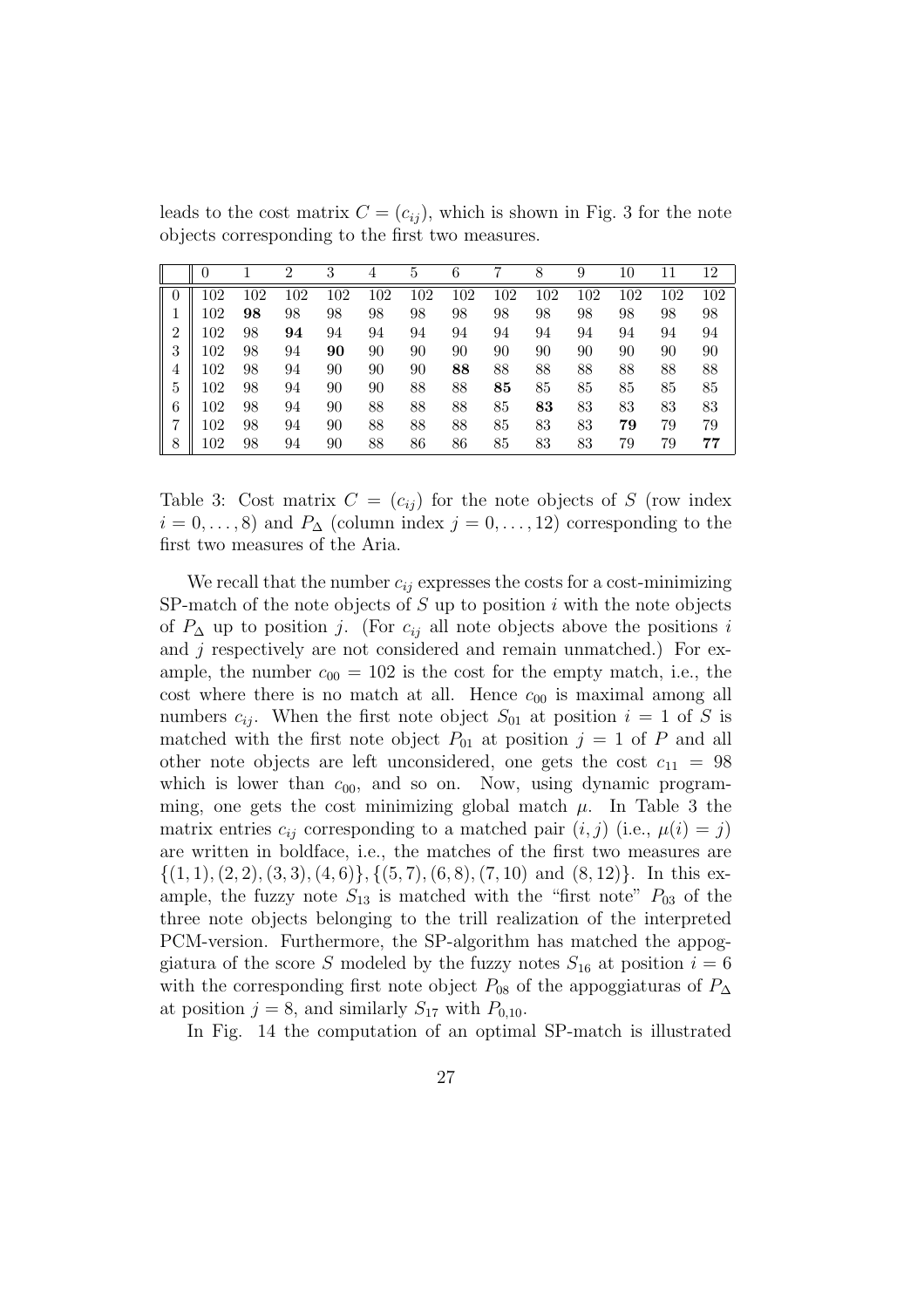leads to the cost matrix $C = (c_{ij})$, which is shown in Fig. 3 for the note objects corresponding to the first two measures.

| | 0 | 1 | 2 | 3 | 4 | 5 | 6 | 7 | 8 | 9 | 10 | 11 | 12 |
|---|---|---|---|---|---|---|---|---|---|---|---|---|---|
| 0 | 102 | 102 | 102 | 102 | 102 | 102 | 102 | 102 | 102 | 102 | 102 | 102 | 102 |
| 1 | 102 | **98** | 98 | 98 | 98 | 98 | 98 | 98 | 98 | 98 | 98 | 98 | 98 |
| 2 | 102 | 98 | **94** | 94 | 94 | 94 | 94 | 94 | 94 | 94 | 94 | 94 | 94 |
| 3 | 102 | 98 | 94 | **90** | 90 | 90 | 90 | 90 | 90 | 90 | 90 | 90 | 90 |
| 4 | 102 | 98 | 94 | 90 | 90 | 90 | **88** | 88 | 88 | 88 | 88 | 88 | 88 |
| 5 | 102 | 98 | 94 | 90 | 90 | 88 | 88 | **85** | 85 | 85 | 85 | 85 | 85 |
| 6 | 102 | 98 | 94 | 90 | 88 | 88 | 88 | 85 | **83** | 83 | 83 | 83 | 83 |
| 7 | 102 | 98 | 94 | 90 | 88 | 88 | 88 | 85 | 83 | 83 | **79** | 79 | 79 |
| 8 | 102 | 98 | 94 | 90 | 88 | 86 | 86 | 85 | 83 | 83 | 79 | 79 | **77** |

Table 3: Cost matrix $C = (c_{ij})$ for the note objects of $S$ (row index $i = 0, \ldots, 8$) and $P_\Delta$ (column index $j = 0, \ldots, 12$) corresponding to the first two measures of the Aria.

We recall that the number $c_{ij}$ expresses the costs for a cost-minimizing SP-match of the note objects of $S$ up to position $i$ with the note objects of $P_\Delta$ up to position $j$. (For $c_{ij}$ all note objects above the positions $i$ and $j$ respectively are not considered and remain unmatched.) For example, the number $c_{00} = 102$ is the cost for the empty match, i.e., the cost where there is no match at all. Hence $c_{00}$ is maximal among all numbers $c_{ij}$. When the first note object $S_{01}$ at position $i = 1$ of $S$ is matched with the first note object $P_{01}$ at position $j = 1$ of $P$ and all other note objects are left unconsidered, one gets the cost $c_{11} = 98$ which is lower than $c_{00}$, and so on. Now, using dynamic programming, one gets the cost minimizing global match $\mu$. In Table 3 the matrix entries $c_{ij}$ corresponding to a matched pair $(i, j)$ (i.e., $\mu(i) = j$) are written in boldface, i.e., the matches of the first two measures are $\{(1, 1), (2, 2), (3, 3), (4, 6)\}, \{(5, 7), (6, 8), (7, 10)$ and $(8, 12)\}$. In this example, the fuzzy note $S_{13}$ is matched with the "first note" $P_{03}$ of the three note objects belonging to the trill realization of the interpreted PCM-version. Furthermore, the SP-algorithm has matched the appoggiatura of the score $S$ modeled by the fuzzy notes $S_{16}$ at position $i = 6$ with the corresponding first note object $P_{08}$ of the appoggiaturas of $P_\Delta$ at position $j = 8$, and similarly $S_{17}$ with $P_{0,10}$.

In Fig. 14 the computation of an optimal SP-match is illustrated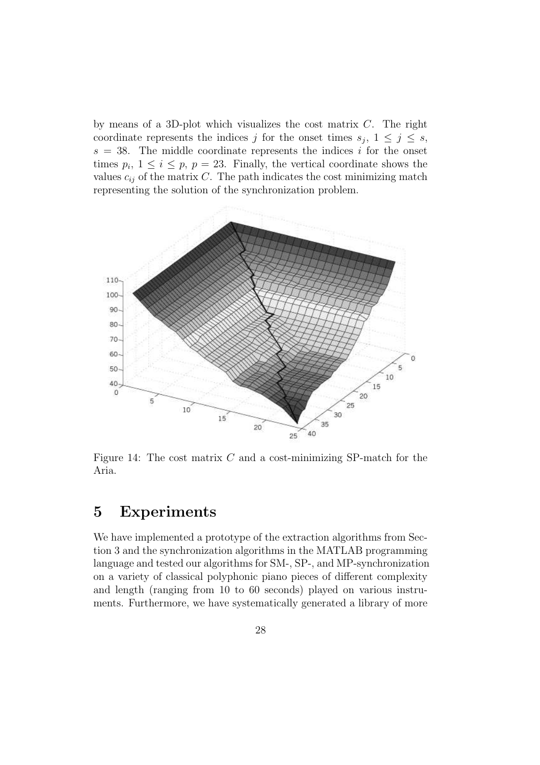by means of a 3D-plot which visualizes the cost matrix $C$. The right coordinate represents the indices $j$ for the onset times $s_j$, $1 \leq j \leq s$, $s = 38$. The middle coordinate represents the indices $i$ for the onset times $p_i$, $1 \leq i \leq p$, $p = 23$. Finally, the vertical coordinate shows the values $c_{ij}$ of the matrix $C$. The path indicates the cost minimizing match representing the solution of the synchronization problem.

Figure 14: The cost matrix $C$ and a cost-minimizing SP-match for the Aria.

# 5 Experiments

We have implemented a prototype of the extraction algorithms from Section 3 and the synchronization algorithms in the MATLAB programming language and tested our algorithms for SM-, SP-, and MP-synchronization on a variety of classical polyphonic piano pieces of different complexity and length (ranging from 10 to 60 seconds) played on various instruments. Furthermore, we have systematically generated a library of more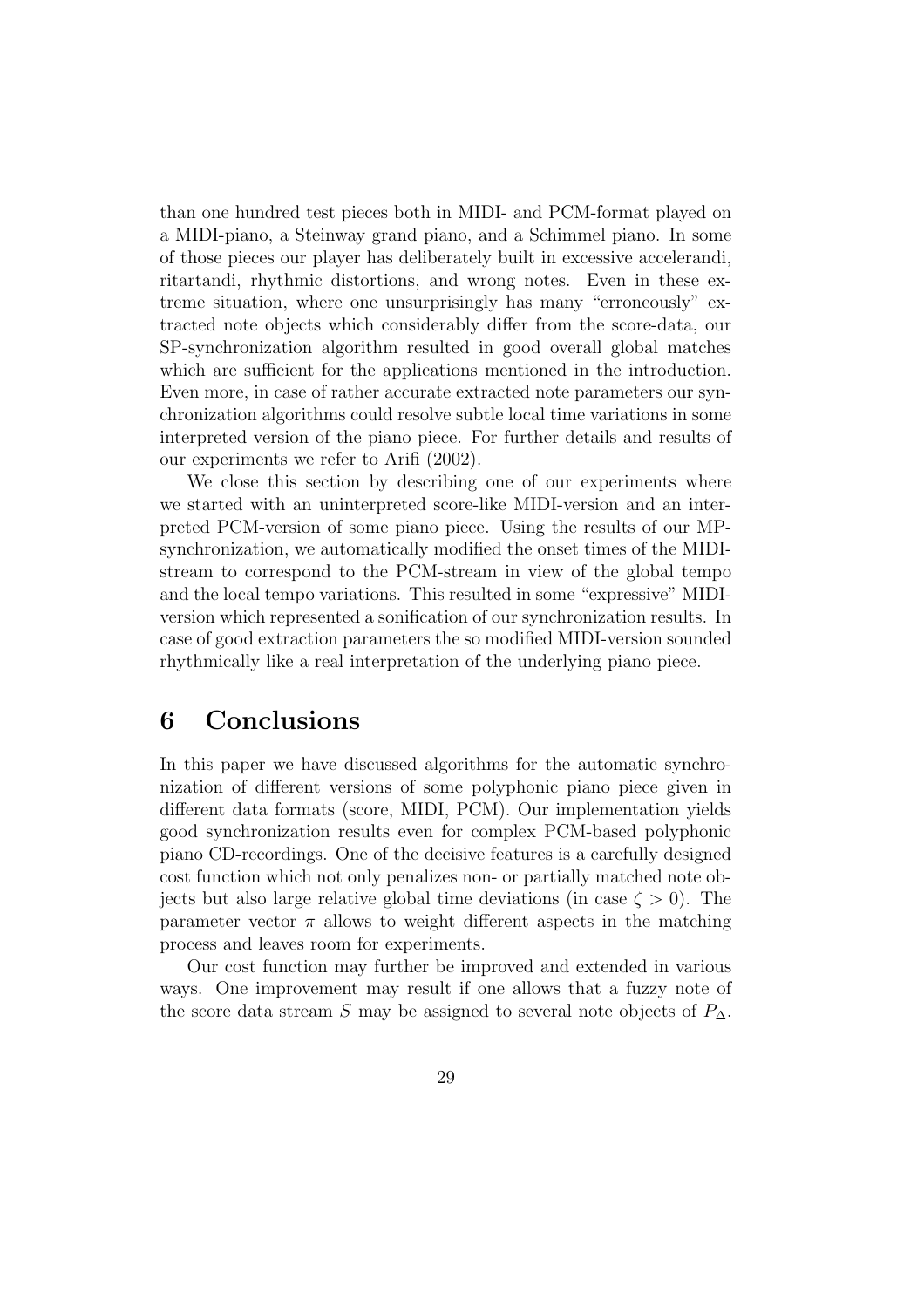than one hundred test pieces both in MIDI- and PCM-format played on a MIDI-piano, a Steinway grand piano, and a Schimmel piano. In some of those pieces our player has deliberately built in excessive accelerandi, ritartandi, rhythmic distortions, and wrong notes. Even in these extreme situation, where one unsurprisingly has many "erroneously" extracted note objects which considerably differ from the score-data, our SP-synchronization algorithm resulted in good overall global matches which are sufficient for the applications mentioned in the introduction. Even more, in case of rather accurate extracted note parameters our synchronization algorithms could resolve subtle local time variations in some interpreted version of the piano piece. For further details and results of our experiments we refer to Arifi (2002).

We close this section by describing one of our experiments where we started with an uninterpreted score-like MIDI-version and an interpreted PCM-version of some piano piece. Using the results of our MP-synchronization, we automatically modified the onset times of the MIDI-stream to correspond to the PCM-stream in view of the global tempo and the local tempo variations. This resulted in some "expressive" MIDI-version which represented a sonification of our synchronization results. In case of good extraction parameters the so modified MIDI-version sounded rhythmically like a real interpretation of the underlying piano piece.

# 6 Conclusions

In this paper we have discussed algorithms for the automatic synchronization of different versions of some polyphonic piano piece given in different data formats (score, MIDI, PCM). Our implementation yields good synchronization results even for complex PCM-based polyphonic piano CD-recordings. One of the decisive features is a carefully designed cost function which not only penalizes non- or partially matched note objects but also large relative global time deviations (in case $\zeta > 0$). The parameter vector $\pi$ allows to weight different aspects in the matching process and leaves room for experiments.

Our cost function may further be improved and extended in various ways. One improvement may result if one allows that a fuzzy note of the score data stream $S$ may be assigned to several note objects of $P_\Delta$.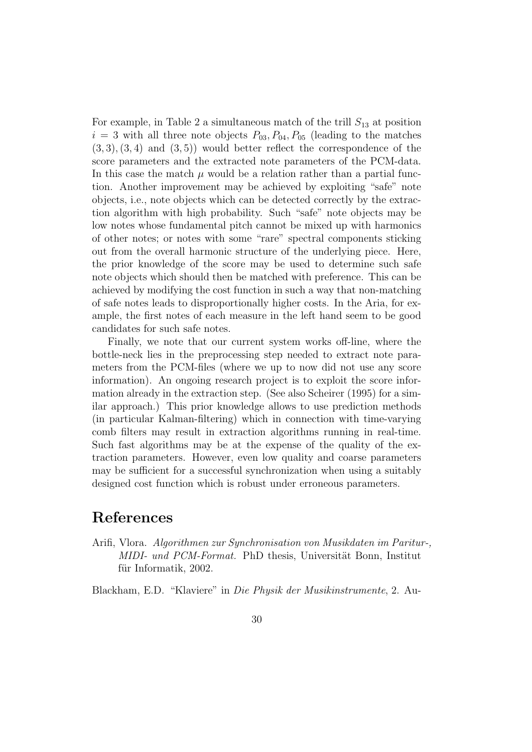For example, in Table 2 a simultaneous match of the trill $S_{13}$ at position $i = 3$ with all three note objects $P_{03}, P_{04}, P_{05}$ (leading to the matches $(3,3), (3,4)$ and $(3,5)$) would better reflect the correspondence of the score parameters and the extracted note parameters of the PCM-data. In this case the match $\mu$ would be a relation rather than a partial function. Another improvement may be achieved by exploiting "safe" note objects, i.e., note objects which can be detected correctly by the extraction algorithm with high probability. Such "safe" note objects may be low notes whose fundamental pitch cannot be mixed up with harmonics of other notes; or notes with some "rare" spectral components sticking out from the overall harmonic structure of the underlying piece. Here, the prior knowledge of the score may be used to determine such safe note objects which should then be matched with preference. This can be achieved by modifying the cost function in such a way that non-matching of safe notes leads to disproportionally higher costs. In the Aria, for example, the first notes of each measure in the left hand seem to be good candidates for such safe notes.

Finally, we note that our current system works off-line, where the bottle-neck lies in the preprocessing step needed to extract note parameters from the PCM-files (where we up to now did not use any score information). An ongoing research project is to exploit the score information already in the extraction step. (See also Scheirer (1995) for a similar approach.) This prior knowledge allows to use prediction methods (in particular Kalman-filtering) which in connection with time-varying comb filters may result in extraction algorithms running in real-time. Such fast algorithms may be at the expense of the quality of the extraction parameters. However, even low quality and coarse parameters may be sufficient for a successful synchronization when using a suitably designed cost function which is robust under erroneous parameters.

# References

Arifi, Vlora. *Algorithmen zur Synchronisation von Musikdaten im Paritur-, MIDI- und PCM-Format.* PhD thesis, Universität Bonn, Institut für Informatik, 2002.

Blackham, E.D. "Klaviere" in *Die Physik der Musikinstrumente*, 2. Au-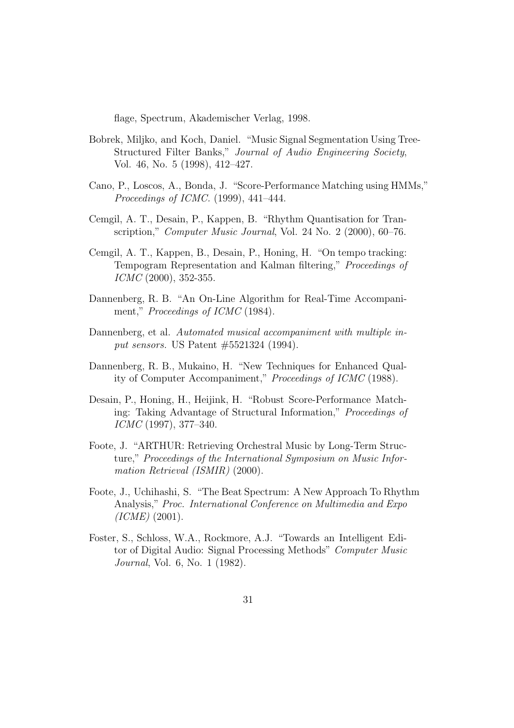flage, Spectrum, Akademischer Verlag, 1998.

Bobrek, Miljko, and Koch, Daniel. "Music Signal Segmentation Using Tree-Structured Filter Banks," *Journal of Audio Engineering Society*, Vol. 46, No. 5 (1998), 412–427.

Cano, P., Loscos, A., Bonda, J. "Score-Performance Matching using HMMs," *Proceedings of ICMC*. (1999), 441–444.

Cemgil, A. T., Desain, P., Kappen, B. "Rhythm Quantisation for Transcription," *Computer Music Journal*, Vol. 24 No. 2 (2000), 60–76.

Cemgil, A. T., Kappen, B., Desain, P., Honing, H. "On tempo tracking: Tempogram Representation and Kalman filtering," *Proceedings of ICMC* (2000), 352-355.

Dannenberg, R. B. "An On-Line Algorithm for Real-Time Accompaniment," *Proceedings of ICMC* (1984).

Dannenberg, et al. *Automated musical accompaniment with multiple input sensors.* US Patent #5521324 (1994).

Dannenberg, R. B., Mukaino, H. "New Techniques for Enhanced Quality of Computer Accompaniment," *Proceedings of ICMC* (1988).

Desain, P., Honing, H., Heijink, H. "Robust Score-Performance Matching: Taking Advantage of Structural Information," *Proceedings of ICMC* (1997), 377–340.

Foote, J. "ARTHUR: Retrieving Orchestral Music by Long-Term Structure," *Proceedings of the International Symposium on Music Information Retrieval (ISMIR)* (2000).

Foote, J., Uchihashi, S. "The Beat Spectrum: A New Approach To Rhythm Analysis," *Proc. International Conference on Multimedia and Expo (ICME)* (2001).

Foster, S., Schloss, W.A., Rockmore, A.J. "Towards an Intelligent Editor of Digital Audio: Signal Processing Methods" *Computer Music Journal*, Vol. 6, No. 1 (1982).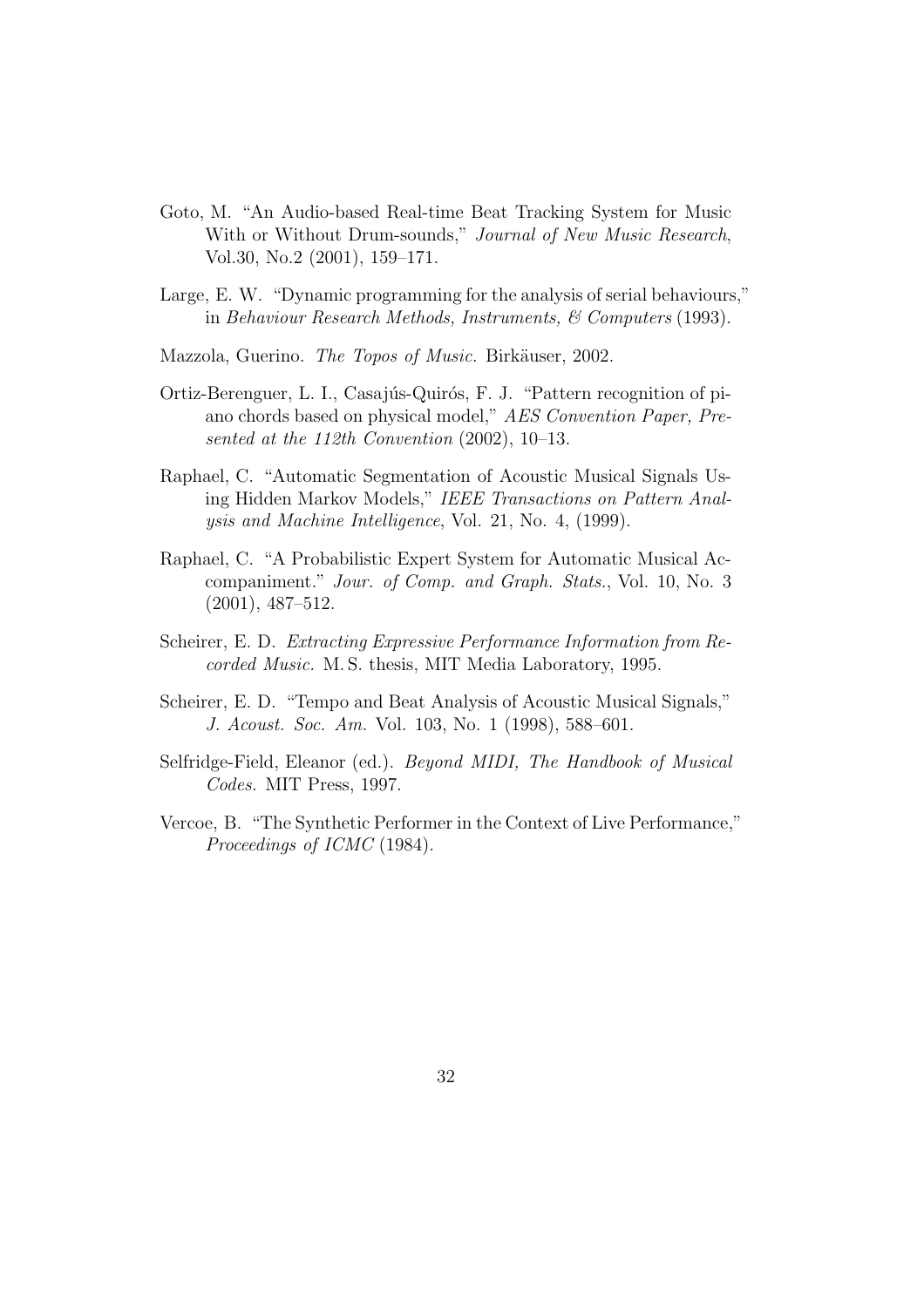Goto, M. "An Audio-based Real-time Beat Tracking System for Music With or Without Drum-sounds," *Journal of New Music Research*, Vol.30, No.2 (2001), 159–171.

Large, E. W. "Dynamic programming for the analysis of serial behaviours," in *Behaviour Research Methods, Instruments, & Computers* (1993).

Mazzola, Guerino. *The Topos of Music.* Birkäuser, 2002.

Ortiz-Berenguer, L. I., Casajús-Quirós, F. J. "Pattern recognition of piano chords based on physical model," *AES Convention Paper, Presented at the 112th Convention* (2002), 10–13.

Raphael, C. "Automatic Segmentation of Acoustic Musical Signals Using Hidden Markov Models," *IEEE Transactions on Pattern Analysis and Machine Intelligence*, Vol. 21, No. 4, (1999).

Raphael, C. "A Probabilistic Expert System for Automatic Musical Accompaniment." *Jour. of Comp. and Graph. Stats.*, Vol. 10, No. 3 (2001), 487–512.

Scheirer, E. D. *Extracting Expressive Performance Information from Recorded Music.* M. S. thesis, MIT Media Laboratory, 1995.

Scheirer, E. D. "Tempo and Beat Analysis of Acoustic Musical Signals," *J. Acoust. Soc. Am.* Vol. 103, No. 1 (1998), 588–601.

Selfridge-Field, Eleanor (ed.). *Beyond MIDI, The Handbook of Musical Codes.* MIT Press, 1997.

Vercoe, B. "The Synthetic Performer in the Context of Live Performance," *Proceedings of ICMC* (1984).